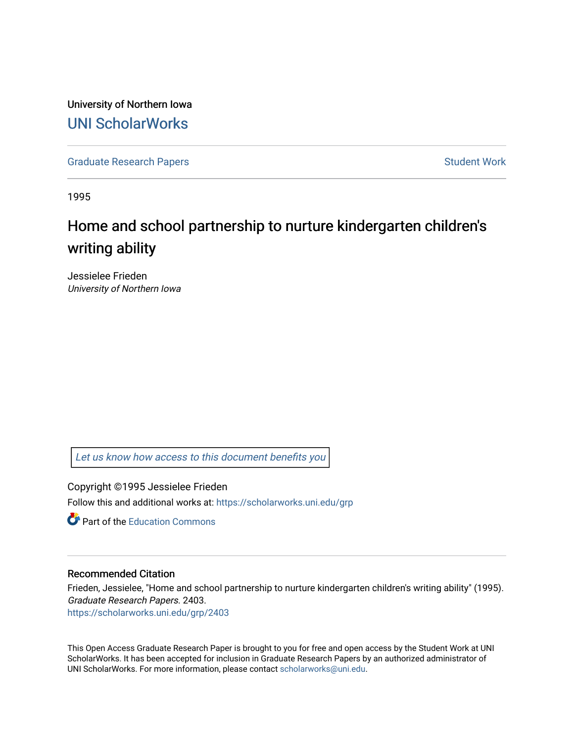University of Northern Iowa

# UNI ScholarWorks

Graduate Research Papers | Student Work

1995

# Home and school partnership to nurture kindergarten children's writing ability

Jessielee Frieden

*University of Northern Iowa*

*Let us know how access to this document benefits you*

Copyright ©1995 Jessielee Frieden

Follow this and additional works at: https://scholarworks.uni.edu/grp

Part of the Education Commons

## Recommended Citation

Frieden, Jessielee, "Home and school partnership to nurture kindergarten children's writing ability" (1995). *Graduate Research Papers*. 2403.

https://scholarworks.uni.edu/grp/2403

This Open Access Graduate Research Paper is brought to you for free and open access by the Student Work at UNI ScholarWorks. It has been accepted for inclusion in Graduate Research Papers by an authorized administrator of UNI ScholarWorks. For more information, please contact scholarworks@uni.edu.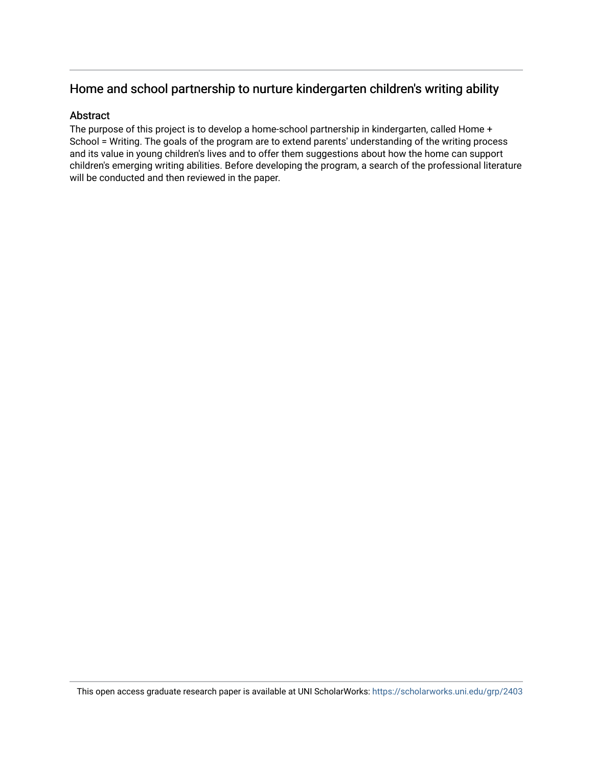## Home and school partnership to nurture kindergarten children's writing ability

### Abstract

The purpose of this project is to develop a home-school partnership in kindergarten, called Home + School = Writing. The goals of the program are to extend parents' understanding of the writing process and its value in young children's lives and to offer them suggestions about how the home can support children's emerging writing abilities. Before developing the program, a search of the professional literature will be conducted and then reviewed in the paper.

This open access graduate research paper is available at UNI ScholarWorks: https://scholarworks.uni.edu/grp/2403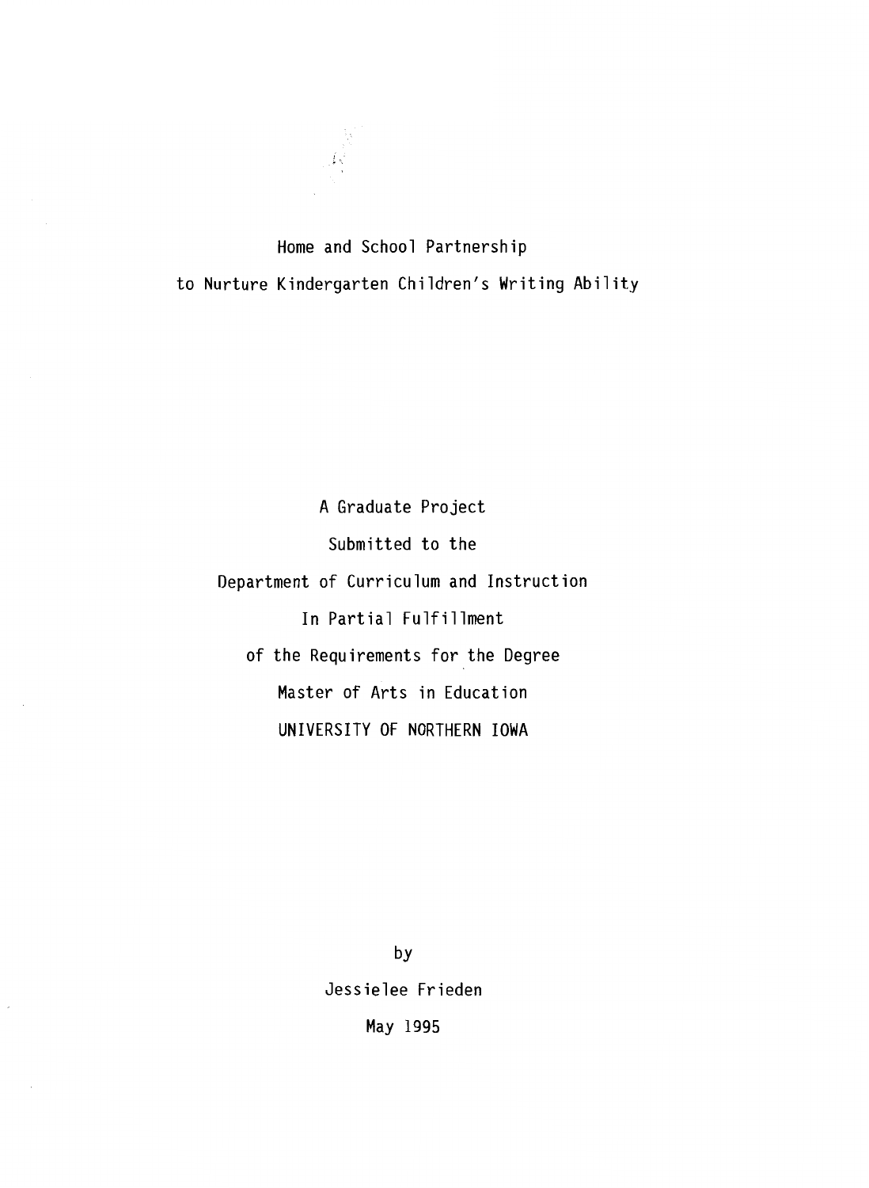# Home and School Partnership

# to Nurture Kindergarten Children's Writing Ability

A Graduate Project

Submitted to the

Department of Curriculum and Instruction

In Partial Fulfillment

of the Requirements for the Degree

Master of Arts in Education

UNIVERSITY OF NORTHERN IOWA

by

Jessielee Frieden

May 1995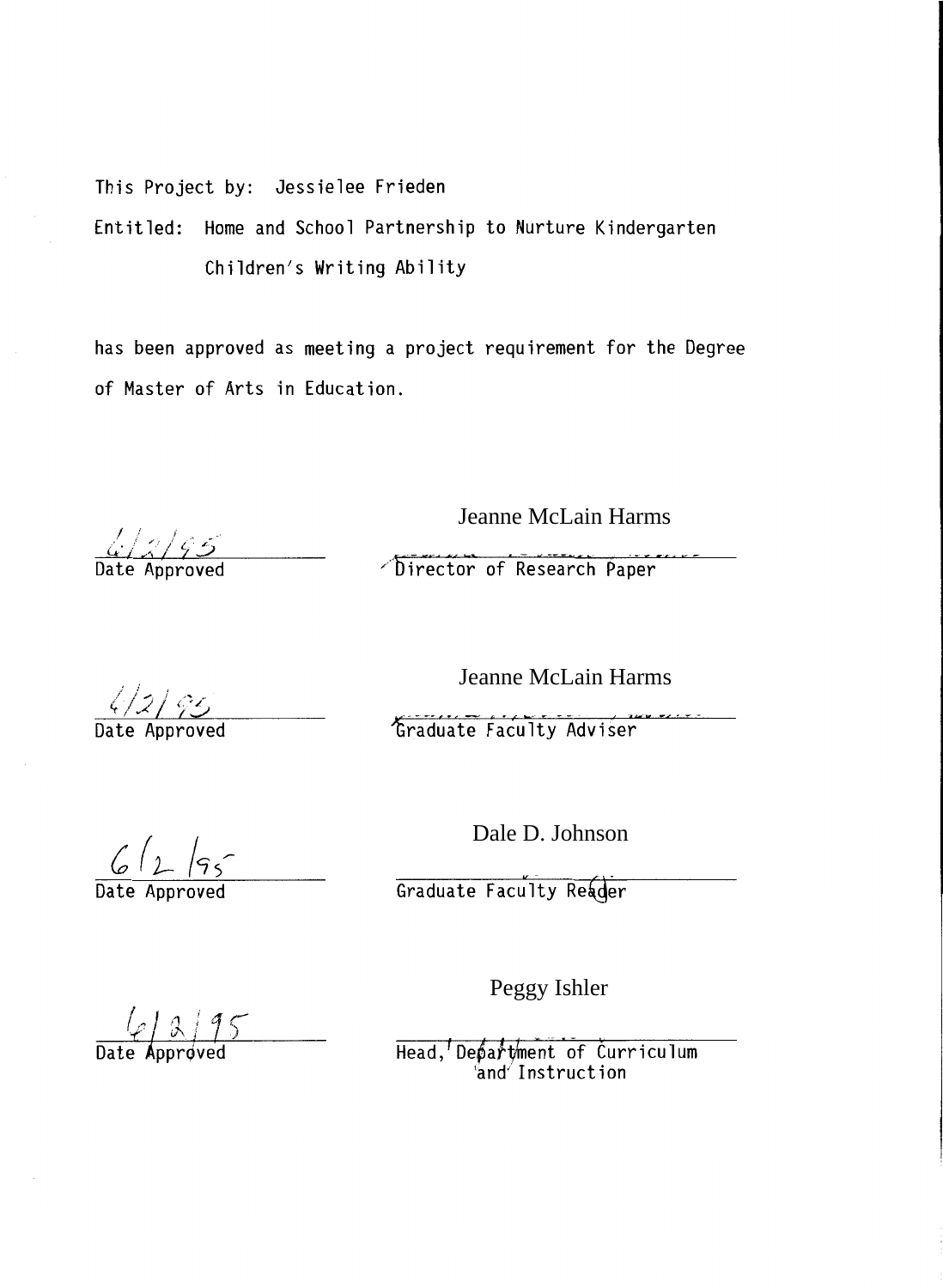This Project by: Jessielee Frieden

Entitled: Home and School Partnership to Nurture Kindergarten Children's Writing Ability

has been approved as meeting a project requirement for the Degree of Master of Arts in Education.

6/2/95
Date Approved

Jeanne McLain Harms
Director of Research Paper

6/2/95
Date Approved

Jeanne McLain Harms
Graduate Faculty Adviser

6/2/95
Date Approved

Dale D. Johnson
Graduate Faculty Reader

6/2/95
Date Approved

Peggy Ishler
Head, Department of Curriculum and Instruction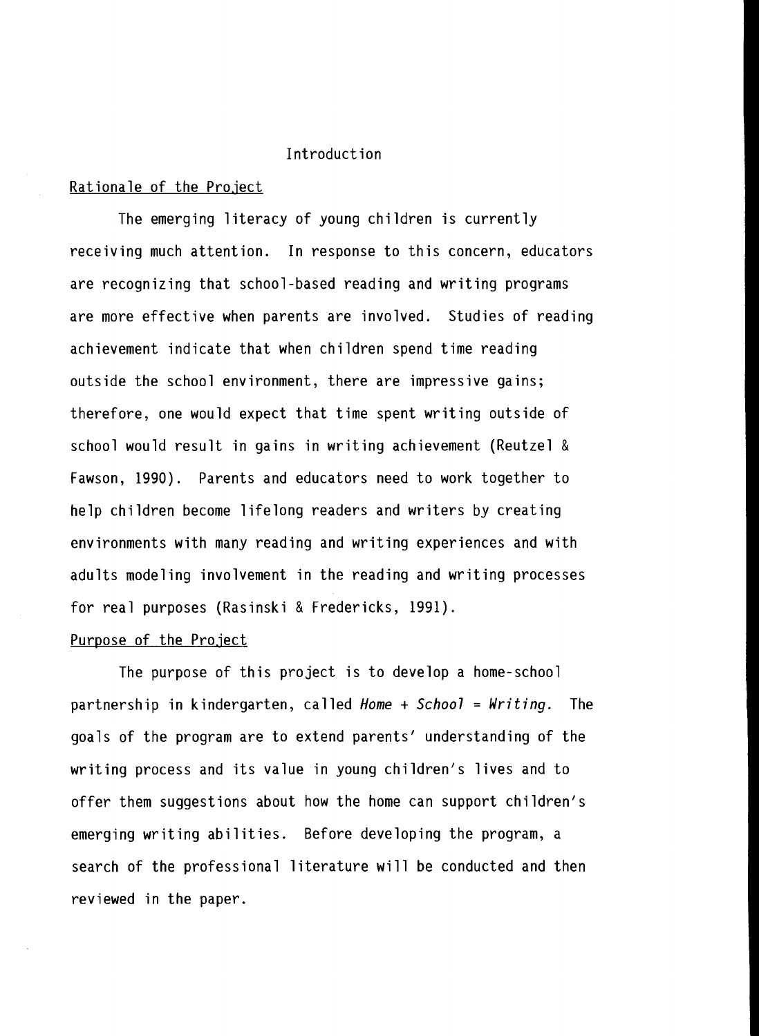# Introduction

## Rationale of the Project

The emerging literacy of young children is currently receiving much attention. In response to this concern, educators are recognizing that school-based reading and writing programs are more effective when parents are involved. Studies of reading achievement indicate that when children spend time reading outside the school environment, there are impressive gains; therefore, one would expect that time spent writing outside of school would result in gains in writing achievement (Reutzel & Fawson, 1990). Parents and educators need to work together to help children become lifelong readers and writers by creating environments with many reading and writing experiences and with adults modeling involvement in the reading and writing processes for real purposes (Rasinski & Fredericks, 1991).

## Purpose of the Project

The purpose of this project is to develop a home-school partnership in kindergarten, called *Home + School = Writing.* The goals of the program are to extend parents' understanding of the writing process and its value in young children's lives and to offer them suggestions about how the home can support children's emerging writing abilities. Before developing the program, a search of the professional literature will be conducted and then reviewed in the paper.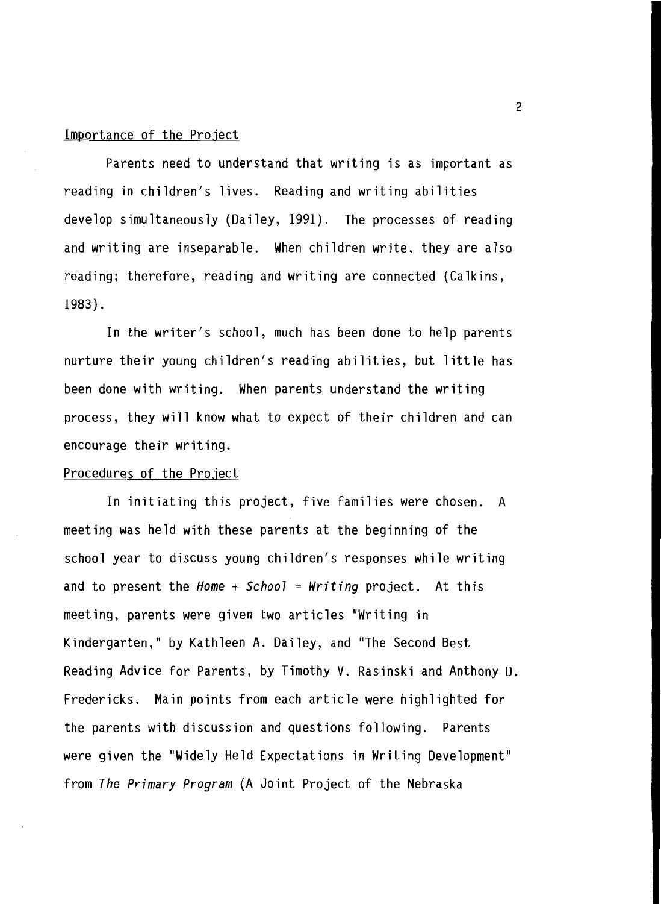## Importance of the Project

Parents need to understand that writing is as important as reading in children's lives. Reading and writing abilities develop simultaneously (Dailey, 1991). The processes of reading and writing are inseparable. When children write, they are also reading; therefore, reading and writing are connected (Calkins, 1983).

In the writer's school, much has been done to help parents nurture their young children's reading abilities, but little has been done with writing. When parents understand the writing process, they will know what to expect of their children and can encourage their writing.

## Procedures of the Project

In initiating this project, five families were chosen. A meeting was held with these parents at the beginning of the school year to discuss young children's responses while writing and to present the *Home + School = Writing* project. At this meeting, parents were given two articles "Writing in Kindergarten," by Kathleen A. Dailey, and "The Second Best Reading Advice for Parents, by Timothy V. Rasinski and Anthony D. Fredericks. Main points from each article were highlighted for the parents with discussion and questions following. Parents were given the "Widely Held Expectations in Writing Development" from *The Primary Program* (A Joint Project of the Nebraska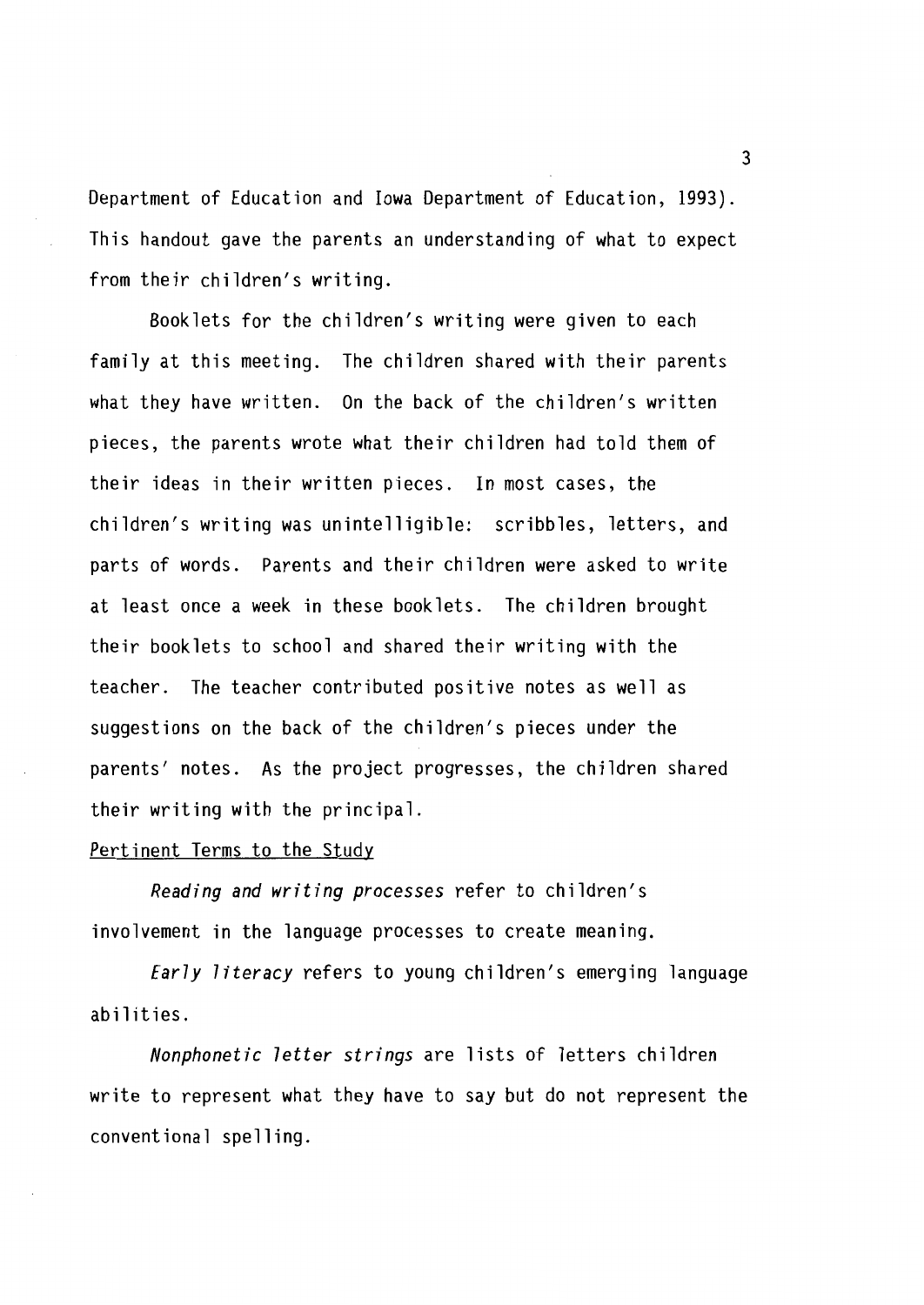Department of Education and Iowa Department of Education, 1993). This handout gave the parents an understanding of what to expect from their children's writing.

Booklets for the children's writing were given to each family at this meeting. The children shared with their parents what they have written. On the back of the children's written pieces, the parents wrote what their children had told them of their ideas in their written pieces. In most cases, the children's writing was unintelligible: scribbles, letters, and parts of words. Parents and their children were asked to write at least once a week in these booklets. The children brought their booklets to school and shared their writing with the teacher. The teacher contributed positive notes as well as suggestions on the back of the children's pieces under the parents' notes. As the project progresses, the children shared their writing with the principal.

<u>Pertinent Terms to the Study</u>

*Reading and writing processes* refer to children's involvement in the language processes to create meaning.

*Early literacy* refers to young children's emerging language abilities.

*Nonphonetic letter strings* are lists of letters children write to represent what they have to say but do not represent the conventional spelling.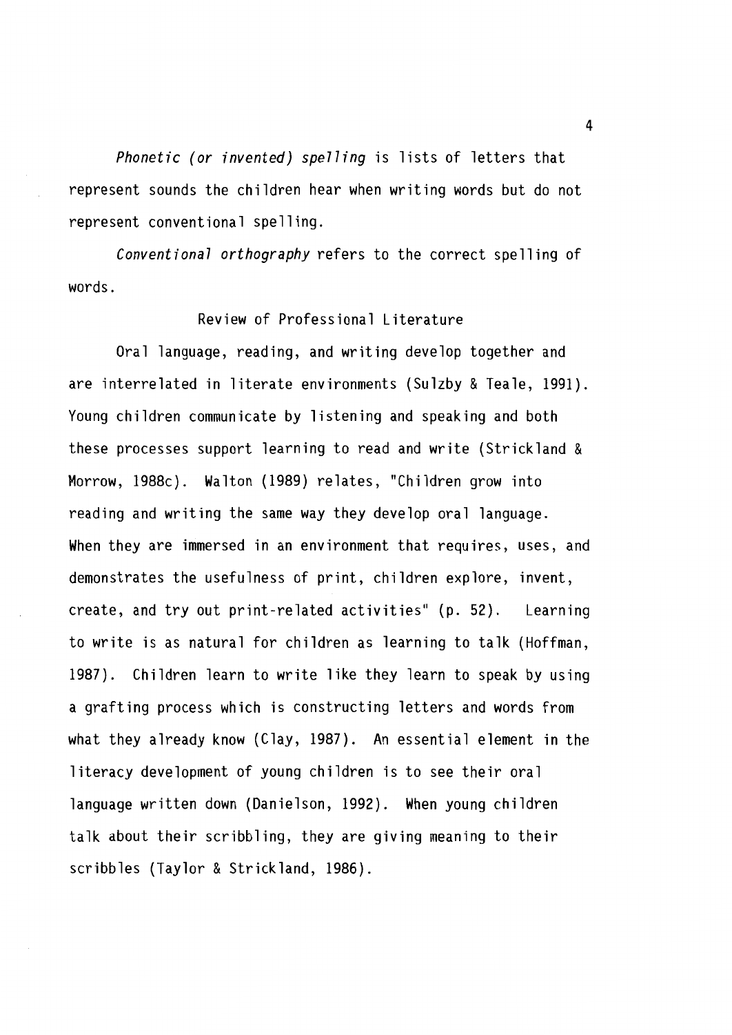*Phonetic (or invented) spelling* is lists of letters that represent sounds the children hear when writing words but do not represent conventional spelling.

*Conventional orthography* refers to the correct spelling of words.

## Review of Professional Literature

Oral language, reading, and writing develop together and are interrelated in literate environments (Sulzby & Teale, 1991). Young children communicate by listening and speaking and both these processes support learning to read and write (Strickland & Morrow, 1988c). Walton (1989) relates, "Children grow into reading and writing the same way they develop oral language. When they are immersed in an environment that requires, uses, and demonstrates the usefulness of print, children explore, invent, create, and try out print-related activities" (p. 52). Learning to write is as natural for children as learning to talk (Hoffman, 1987). Children learn to write like they learn to speak by using a grafting process which is constructing letters and words from what they already know (Clay, 1987). An essential element in the literacy development of young children is to see their oral language written down (Danielson, 1992). When young children talk about their scribbling, they are giving meaning to their scribbles (Taylor & Strickland, 1986).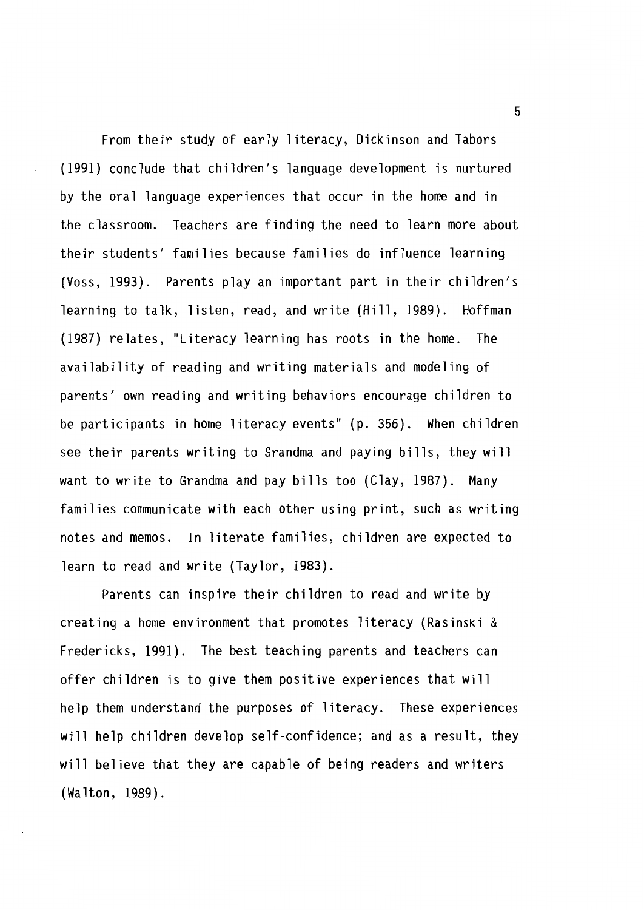From their study of early literacy, Dickinson and Tabors (1991) conclude that children's language development is nurtured by the oral language experiences that occur in the home and in the classroom. Teachers are finding the need to learn more about their students' families because families do influence learning (Voss, 1993). Parents play an important part in their children's learning to talk, listen, read, and write (Hill, 1989). Hoffman (1987) relates, "Literacy learning has roots in the home. The availability of reading and writing materials and modeling of parents' own reading and writing behaviors encourage children to be participants in home literacy events" (p. 356). When children see their parents writing to Grandma and paying bills, they will want to write to Grandma and pay bills too (Clay, 1987). Many families communicate with each other using print, such as writing notes and memos. In literate families, children are expected to learn to read and write (Taylor, 1983).

Parents can inspire their children to read and write by creating a home environment that promotes literacy (Rasinski & Fredericks, 1991). The best teaching parents and teachers can offer children is to give them positive experiences that will help them understand the purposes of literacy. These experiences will help children develop self-confidence; and as a result, they will believe that they are capable of being readers and writers (Walton, 1989).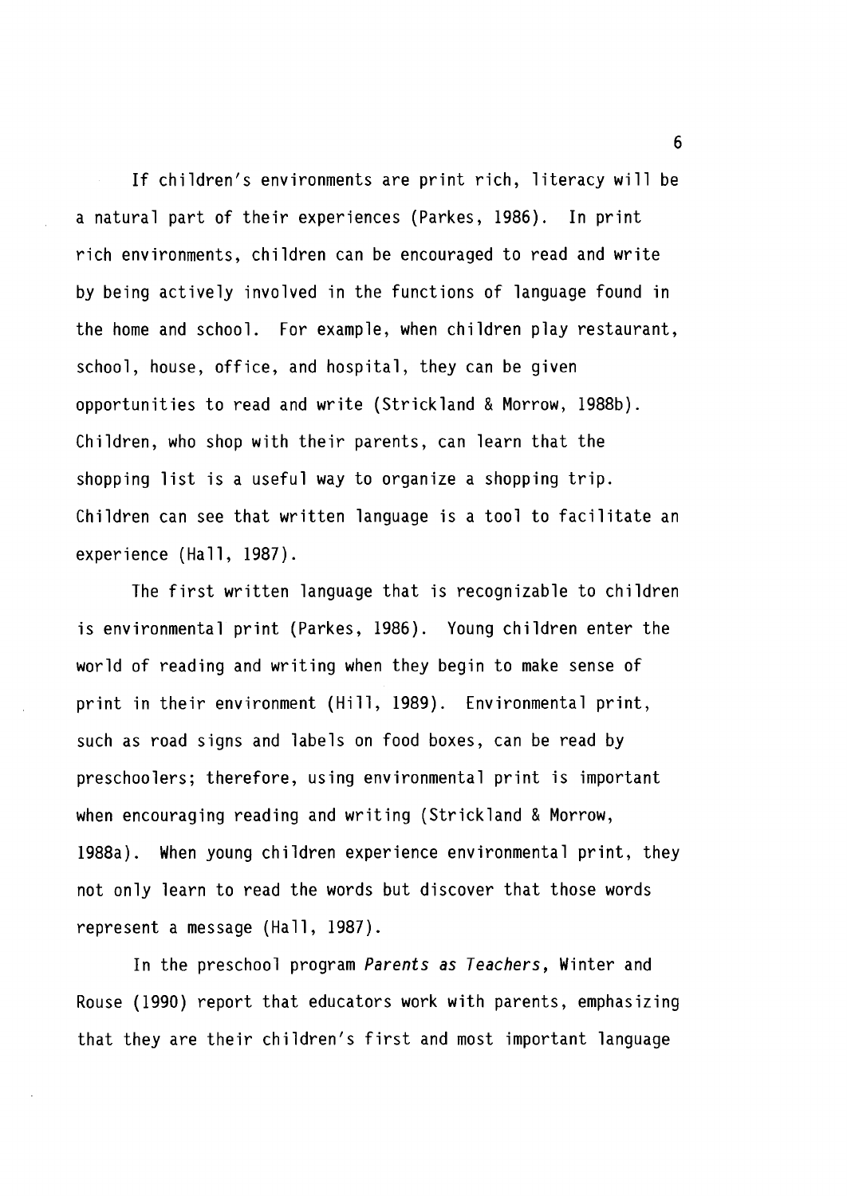If children's environments are print rich, literacy will be a natural part of their experiences (Parkes, 1986). In print rich environments, children can be encouraged to read and write by being actively involved in the functions of language found in the home and school. For example, when children play restaurant, school, house, office, and hospital, they can be given opportunities to read and write (Strickland & Morrow, 1988b). Children, who shop with their parents, can learn that the shopping list is a useful way to organize a shopping trip. Children can see that written language is a tool to facilitate an experience (Hall, 1987).

The first written language that is recognizable to children is environmental print (Parkes, 1986). Young children enter the world of reading and writing when they begin to make sense of print in their environment (Hill, 1989). Environmental print, such as road signs and labels on food boxes, can be read by preschoolers; therefore, using environmental print is important when encouraging reading and writing (Strickland & Morrow, 1988a). When young children experience environmental print, they not only learn to read the words but discover that those words represent a message (Hall, 1987).

In the preschool program *Parents as Teachers*, Winter and Rouse (1990) report that educators work with parents, emphasizing that they are their children's first and most important language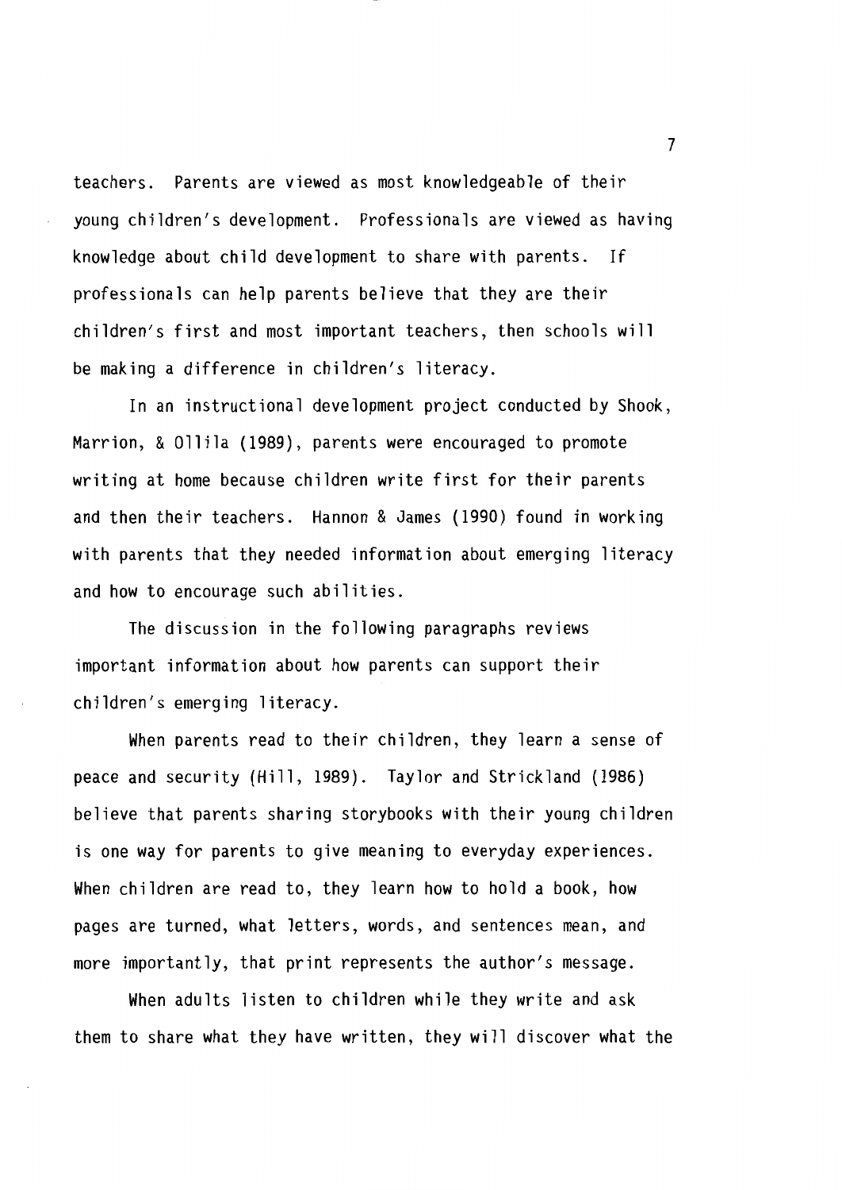teachers. Parents are viewed as most knowledgeable of their young children's development. Professionals are viewed as having knowledge about child development to share with parents. If professionals can help parents believe that they are their children's first and most important teachers, then schools will be making a difference in children's literacy.

In an instructional development project conducted by Shook, Marrion, & Ollila (1989), parents were encouraged to promote writing at home because children write first for their parents and then their teachers. Hannon & James (1990) found in working with parents that they needed information about emerging literacy and how to encourage such abilities.

The discussion in the following paragraphs reviews important information about how parents can support their children's emerging literacy.

When parents read to their children, they learn a sense of peace and security (Hill, 1989). Taylor and Strickland (1986) believe that parents sharing storybooks with their young children is one way for parents to give meaning to everyday experiences. When children are read to, they learn how to hold a book, how pages are turned, what letters, words, and sentences mean, and more importantly, that print represents the author's message.

When adults listen to children while they write and ask them to share what they have written, they will discover what the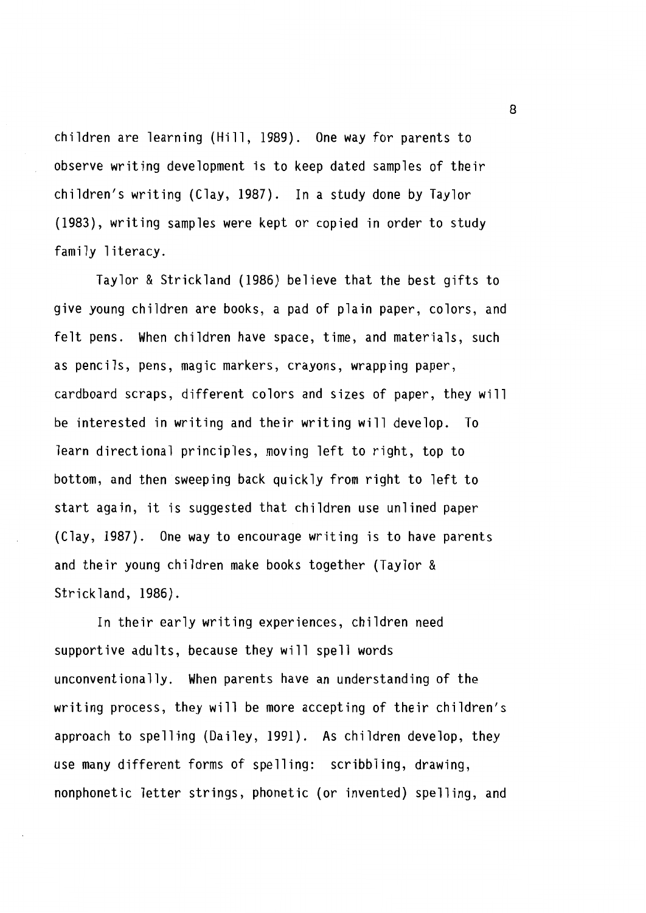children are learning (Hill, 1989). One way for parents to observe writing development is to keep dated samples of their children's writing (Clay, 1987). In a study done by Taylor (1983), writing samples were kept or copied in order to study family literacy.

Taylor & Strickland (1986) believe that the best gifts to give young children are books, a pad of plain paper, colors, and felt pens. When children have space, time, and materials, such as pencils, pens, magic markers, crayons, wrapping paper, cardboard scraps, different colors and sizes of paper, they will be interested in writing and their writing will develop. To learn directional principles, moving left to right, top to bottom, and then sweeping back quickly from right to left to start again, it is suggested that children use unlined paper (Clay, 1987). One way to encourage writing is to have parents and their young children make books together (Taylor & Strickland, 1986).

In their early writing experiences, children need supportive adults, because they will spell words unconventionally. When parents have an understanding of the writing process, they will be more accepting of their children's approach to spelling (Dailey, 1991). As children develop, they use many different forms of spelling: scribbling, drawing, nonphonetic letter strings, phonetic (or invented) spelling, and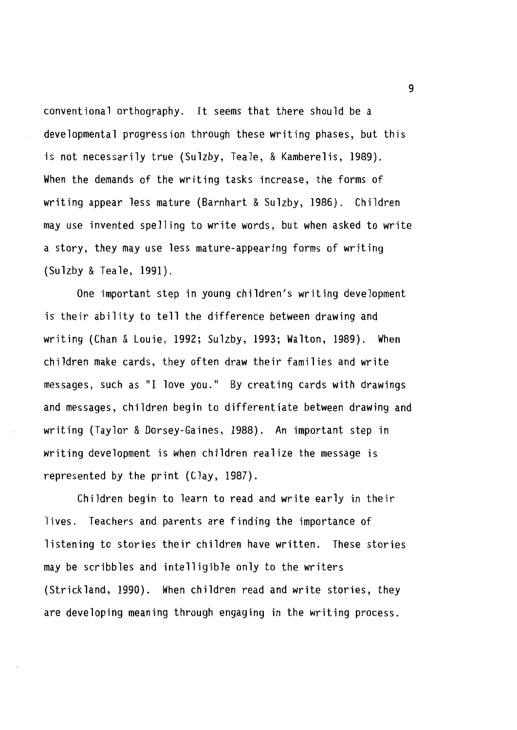conventional orthography. It seems that there should be a developmental progression through these writing phases, but this is not necessarily true (Sulzby, Teale, & Kamberelis, 1989). When the demands of the writing tasks increase, the forms of writing appear less mature (Barnhart & Sulzby, 1986). Children may use invented spelling to write words, but when asked to write a story, they may use less mature-appearing forms of writing (Sulzby & Teale, 1991).

One important step in young children's writing development is their ability to tell the difference between drawing and writing (Chan & Louie, 1992; Sulzby, 1993; Walton, 1989). When children make cards, they often draw their families and write messages, such as "I love you." By creating cards with drawings and messages, children begin to differentiate between drawing and writing (Taylor & Dorsey-Gaines, 1988). An important step in writing development is when children realize the message is represented by the print (Clay, 1987).

Children begin to learn to read and write early in their lives. Teachers and parents are finding the importance of listening to stories their children have written. These stories may be scribbles and intelligible only to the writers (Strickland, 1990). When children read and write stories, they are developing meaning through engaging in the writing process.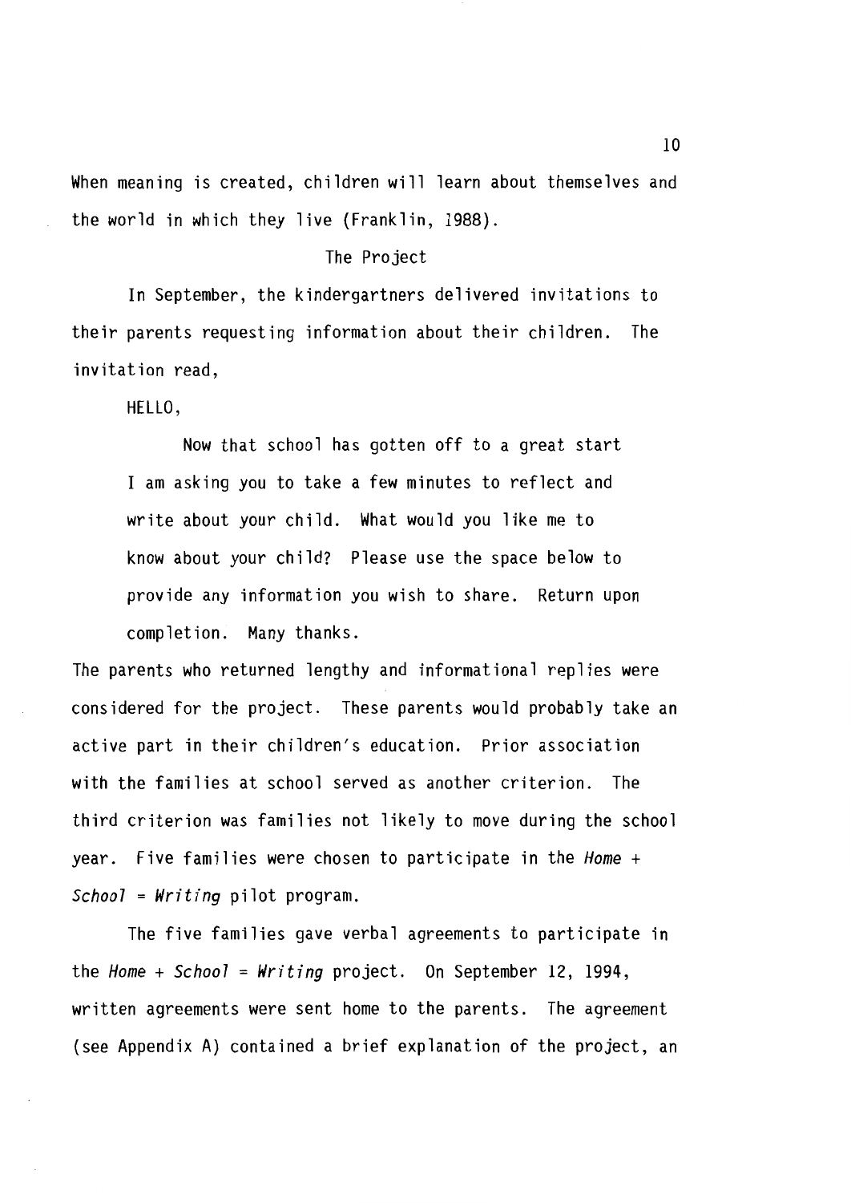When meaning is created, children will learn about themselves and the world in which they live (Franklin, 1988).

## The Project

In September, the kindergartners delivered invitations to their parents requesting information about their children. The invitation read,

> HELLO,
>
> Now that school has gotten off to a great start I am asking you to take a few minutes to reflect and write about your child. What would you like me to know about your child? Please use the space below to provide any information you wish to share. Return upon completion. Many thanks.

The parents who returned lengthy and informational replies were considered for the project. These parents would probably take an active part in their children's education. Prior association with the families at school served as another criterion. The third criterion was families not likely to move during the school year. Five families were chosen to participate in the *Home + School = Writing* pilot program.

The five families gave verbal agreements to participate in the *Home + School = Writing* project. On September 12, 1994, written agreements were sent home to the parents. The agreement (see Appendix A) contained a brief explanation of the project, an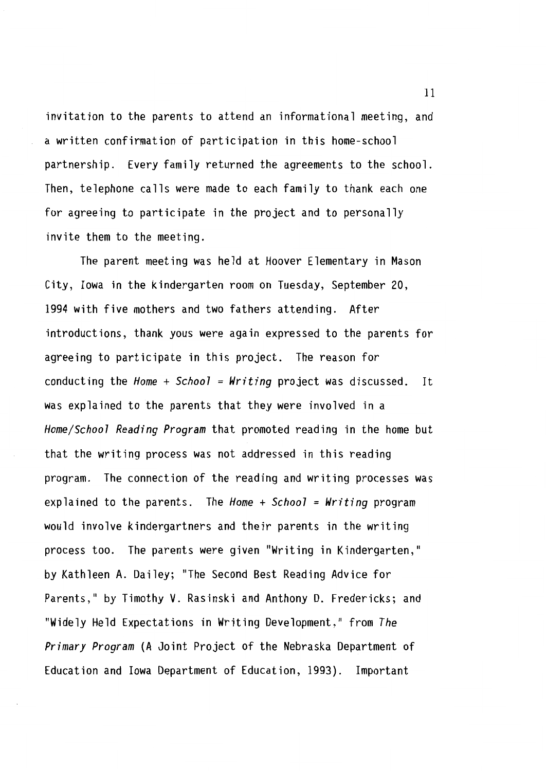invitation to the parents to attend an informational meeting, and a written confirmation of participation in this home-school partnership. Every family returned the agreements to the school. Then, telephone calls were made to each family to thank each one for agreeing to participate in the project and to personally invite them to the meeting.

The parent meeting was held at Hoover Elementary in Mason City, Iowa in the kindergarten room on Tuesday, September 20, 1994 with five mothers and two fathers attending. After introductions, thank yous were again expressed to the parents for agreeing to participate in this project. The reason for conducting the *Home + School = Writing* project was discussed. It was explained to the parents that they were involved in a *Home/School Reading Program* that promoted reading in the home but that the writing process was not addressed in this reading program. The connection of the reading and writing processes was explained to the parents. The *Home + School = Writing* program would involve kindergartners and their parents in the writing process too. The parents were given "Writing in Kindergarten," by Kathleen A. Dailey; "The Second Best Reading Advice for Parents," by Timothy V. Rasinski and Anthony D. Fredericks; and "Widely Held Expectations in Writing Development," from *The Primary Program* (A Joint Project of the Nebraska Department of Education and Iowa Department of Education, 1993). Important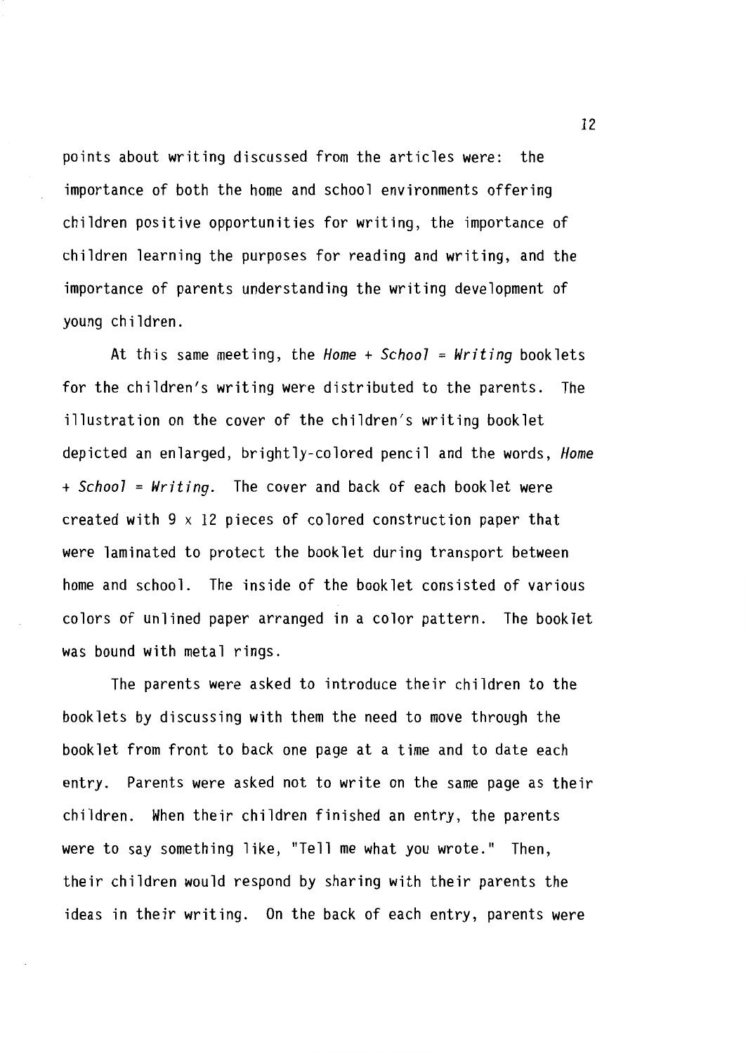points about writing discussed from the articles were: the importance of both the home and school environments offering children positive opportunities for writing, the importance of children learning the purposes for reading and writing, and the importance of parents understanding the writing development of young children.

At this same meeting, the *Home + School = Writing* booklets for the children's writing were distributed to the parents. The illustration on the cover of the children's writing booklet depicted an enlarged, brightly-colored pencil and the words, *Home + School = Writing*. The cover and back of each booklet were created with 9 x 12 pieces of colored construction paper that were laminated to protect the booklet during transport between home and school. The inside of the booklet consisted of various colors of unlined paper arranged in a color pattern. The booklet was bound with metal rings.

The parents were asked to introduce their children to the booklets by discussing with them the need to move through the booklet from front to back one page at a time and to date each entry. Parents were asked not to write on the same page as their children. When their children finished an entry, the parents were to say something like, "Tell me what you wrote." Then, their children would respond by sharing with their parents the ideas in their writing. On the back of each entry, parents were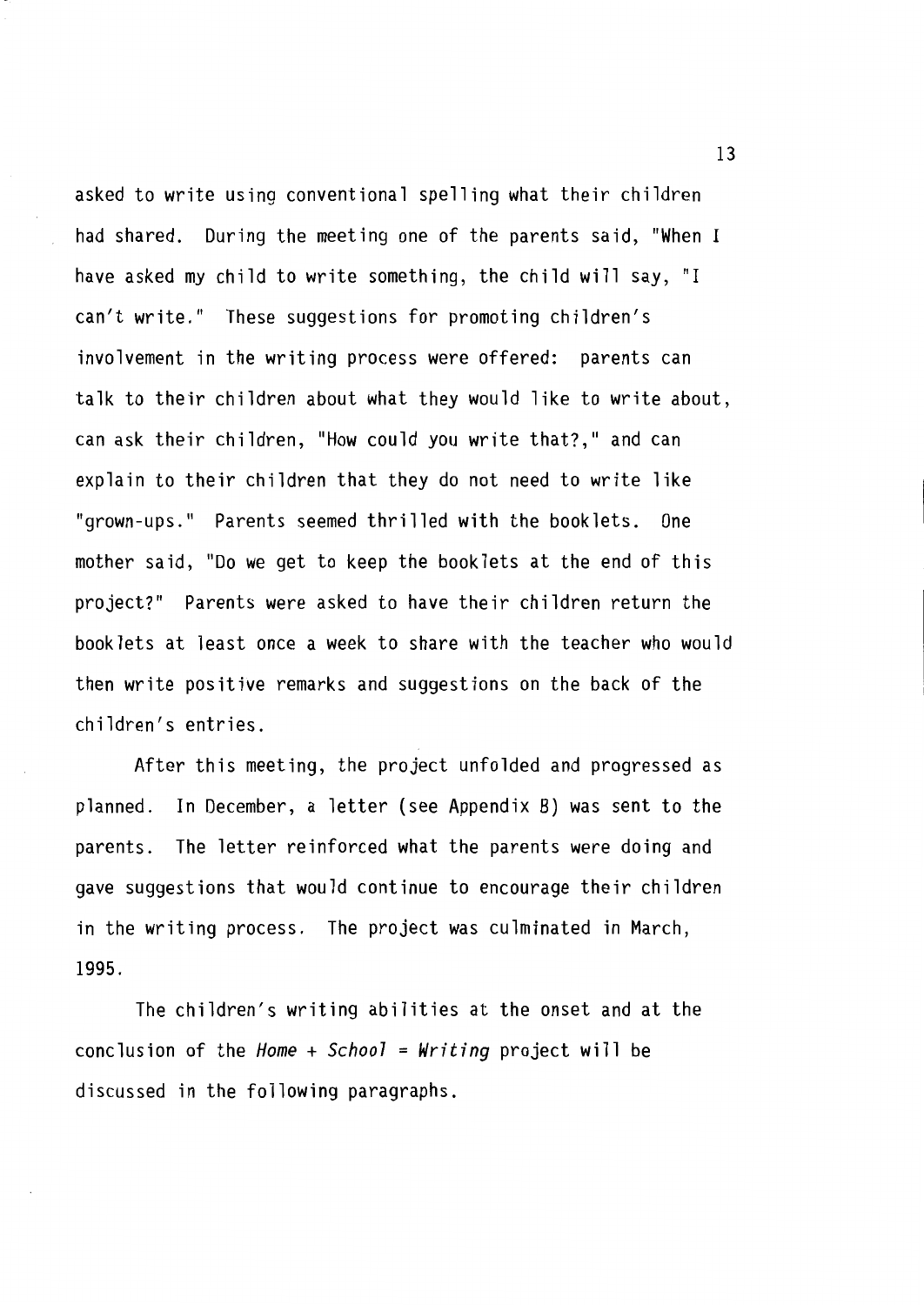asked to write using conventional spelling what their children had shared. During the meeting one of the parents said, "When I have asked my child to write something, the child will say, "I can't write." These suggestions for promoting children's involvement in the writing process were offered: parents can talk to their children about what they would like to write about, can ask their children, "How could you write that?," and can explain to their children that they do not need to write like "grown-ups." Parents seemed thrilled with the booklets. One mother said, "Do we get to keep the booklets at the end of this project?" Parents were asked to have their children return the booklets at least once a week to share with the teacher who would then write positive remarks and suggestions on the back of the children's entries.

After this meeting, the project unfolded and progressed as planned. In December, a letter (see Appendix B) was sent to the parents. The letter reinforced what the parents were doing and gave suggestions that would continue to encourage their children in the writing process. The project was culminated in March, 1995.

The children's writing abilities at the onset and at the conclusion of the *Home + School = Writing* project will be discussed in the following paragraphs.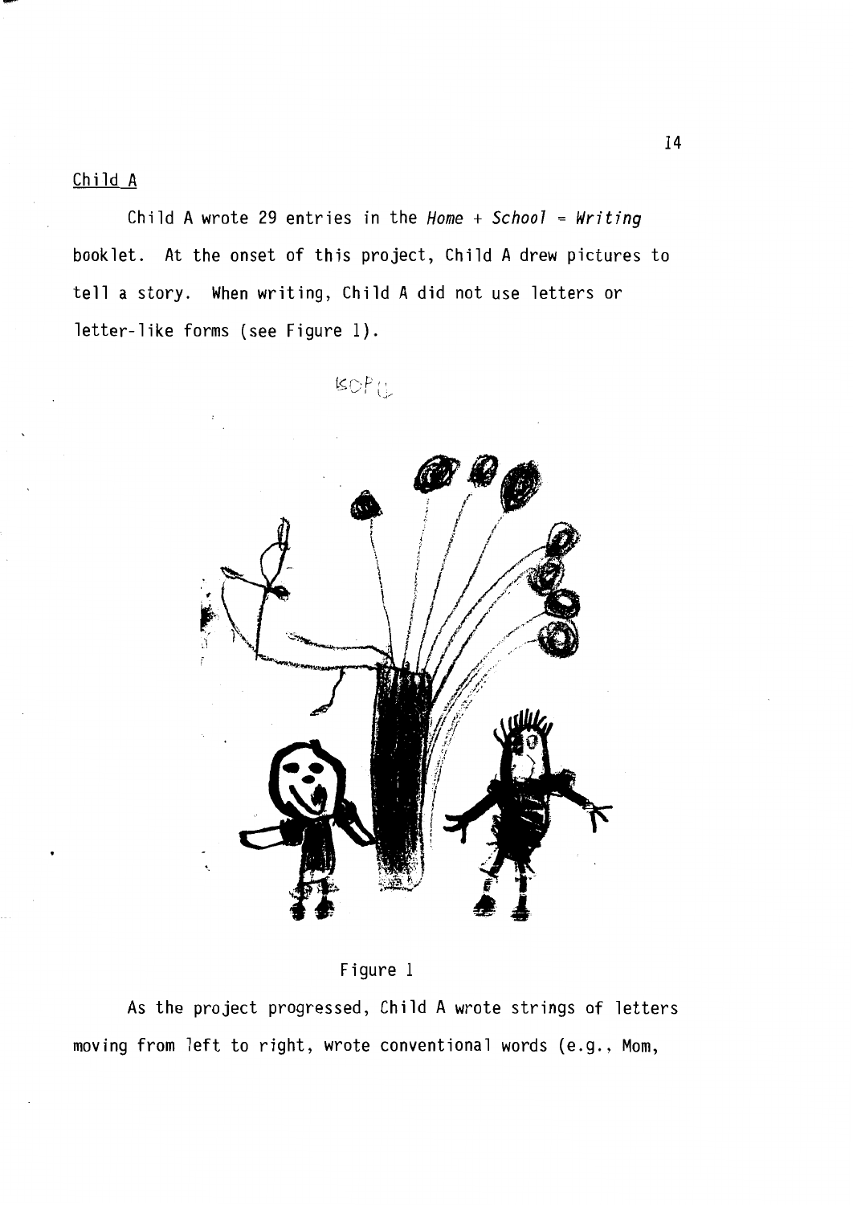Child A

Child A wrote 29 entries in the *Home + School = Writing* booklet. At the onset of this project, Child A drew pictures to tell a story. When writing, Child A did not use letters or letter-like forms (see Figure 1).

Figure 1

As the project progressed, Child A wrote strings of letters moving from left to right, wrote conventional words (e.g., Mom,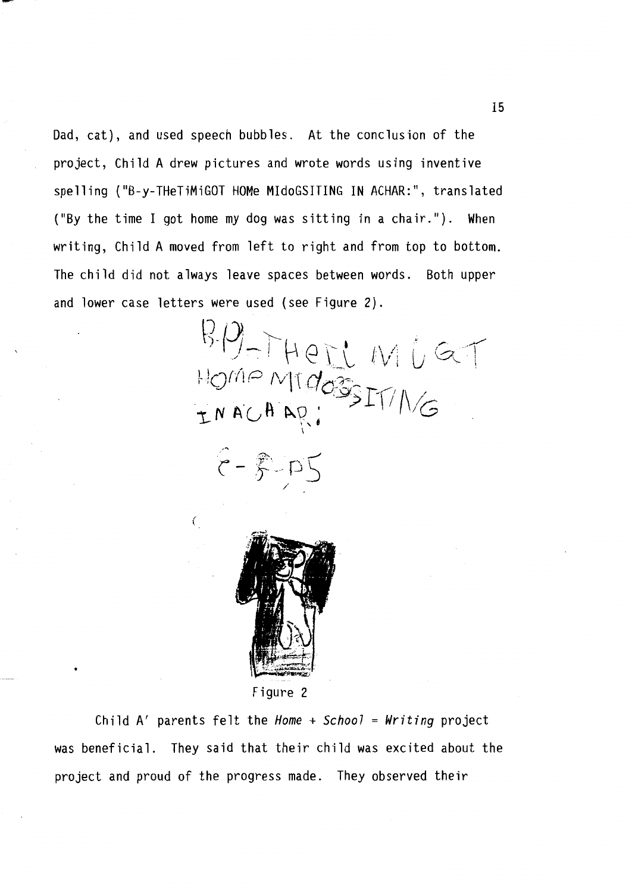Dad, cat), and used speech bubbles. At the conclusion of the project, Child A drew pictures and wrote words using inventive spelling ("B-y-THeTiMiGOT HOMe MIdoGSITING IN ACHAR:", translated ("By the time I got home my dog was sitting in a chair."). When writing, Child A moved from left to right and from top to bottom. The child did not always leave spaces between words. Both upper and lower case letters were used (see Figure 2).

Figure 2

Child A' parents felt the *Home + School = Writing* project was beneficial. They said that their child was excited about the project and proud of the progress made. They observed their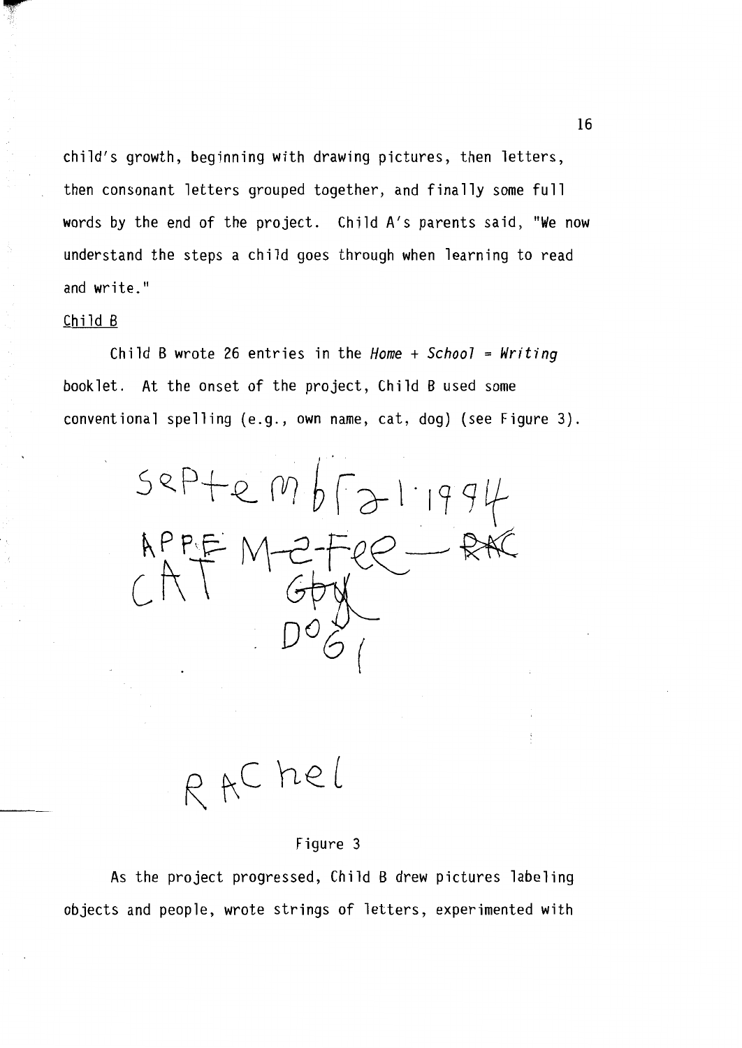child's growth, beginning with drawing pictures, then letters, then consonant letters grouped together, and finally some full words by the end of the project. Child A's parents said, "We now understand the steps a child goes through when learning to read and write."

### Child B

Child B wrote 26 entries in the *Home + School = Writing* booklet. At the onset of the project, Child B used some conventional spelling (e.g., own name, cat, dog) (see Figure 3).

Figure 3

As the project progressed, Child B drew pictures labeling objects and people, wrote strings of letters, experimented with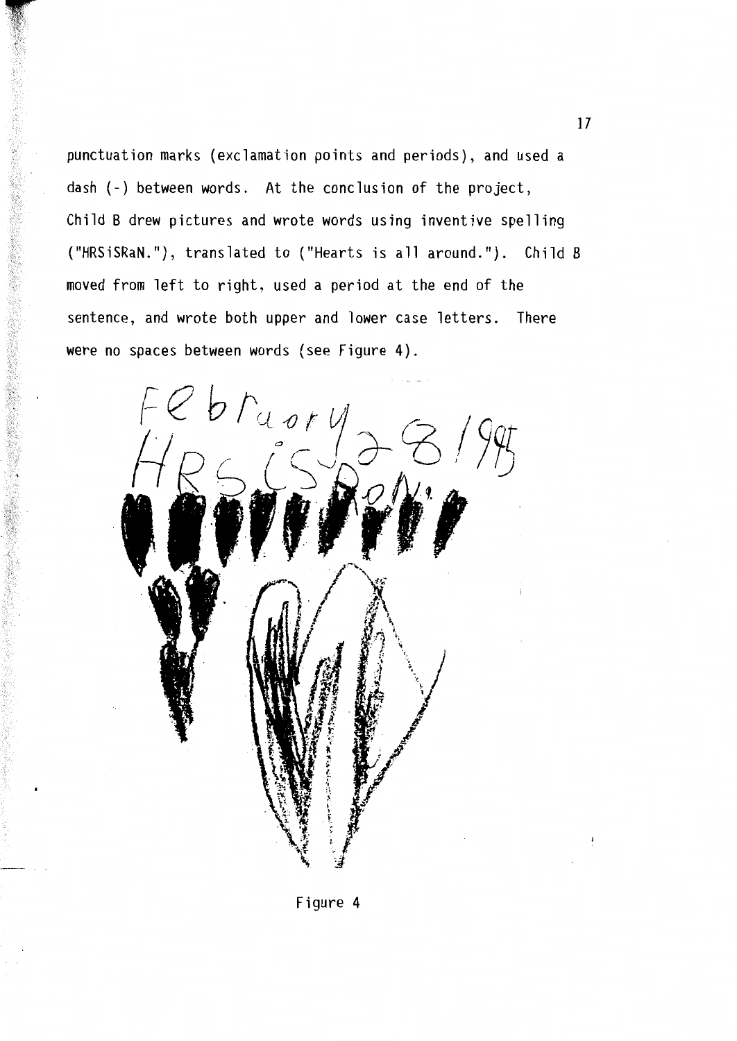punctuation marks (exclamation points and periods), and used a dash (-) between words. At the conclusion of the project, Child B drew pictures and wrote words using inventive spelling ("HRSiSRaN."), translated to ("Hearts is all around."). Child B moved from left to right, used a period at the end of the sentence, and wrote both upper and lower case letters. There were no spaces between words (see Figure 4).

Figure 4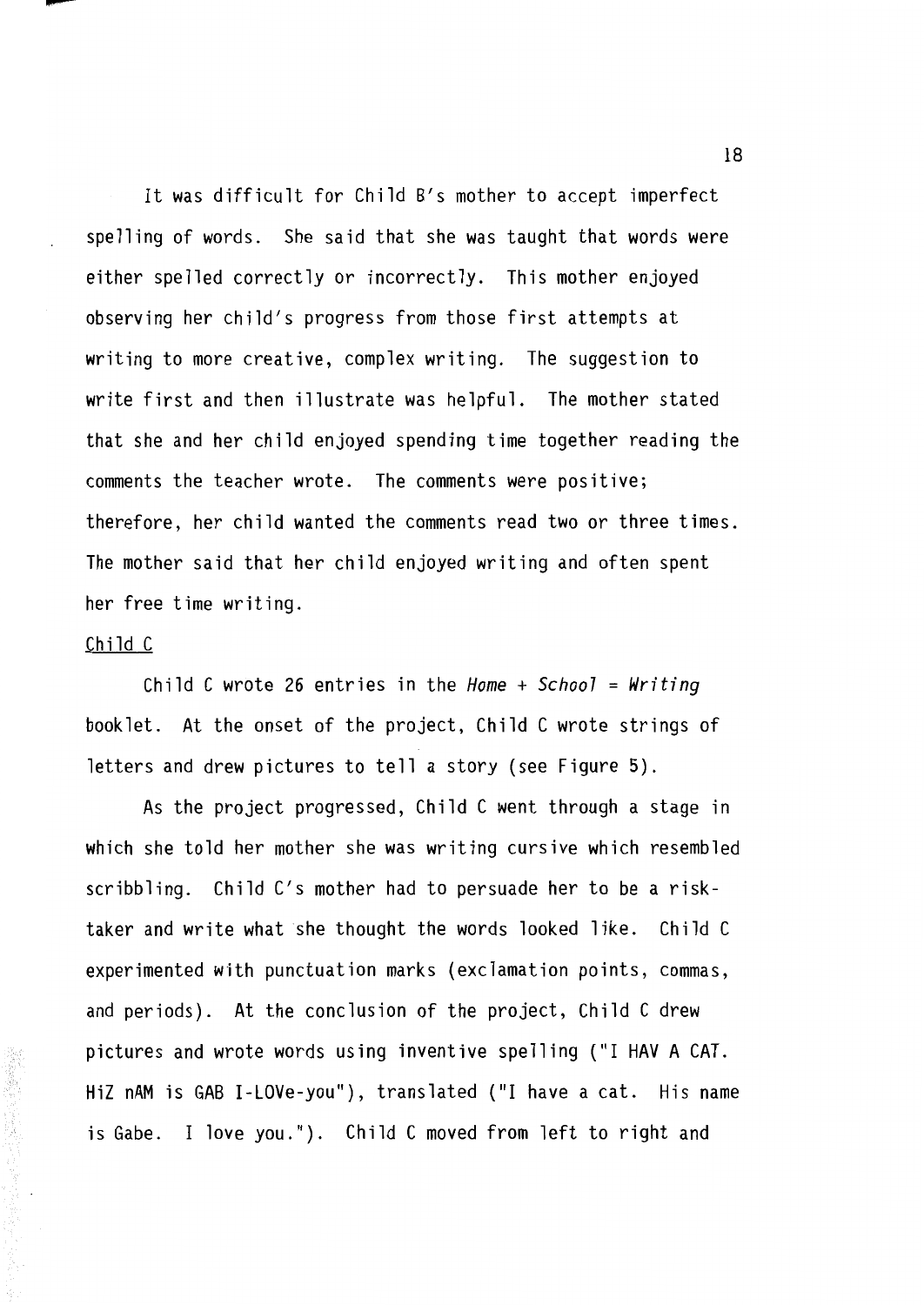It was difficult for Child B's mother to accept imperfect spelling of words. She said that she was taught that words were either spelled correctly or incorrectly. This mother enjoyed observing her child's progress from those first attempts at writing to more creative, complex writing. The suggestion to write first and then illustrate was helpful. The mother stated that she and her child enjoyed spending time together reading the comments the teacher wrote. The comments were positive; therefore, her child wanted the comments read two or three times. The mother said that her child enjoyed writing and often spent her free time writing.

Child C

Child C wrote 26 entries in the *Home + School = Writing* booklet. At the onset of the project, Child C wrote strings of letters and drew pictures to tell a story (see Figure 5).

As the project progressed, Child C went through a stage in which she told her mother she was writing cursive which resembled scribbling. Child C's mother had to persuade her to be a risk-taker and write what she thought the words looked like. Child C experimented with punctuation marks (exclamation points, commas, and periods). At the conclusion of the project, Child C drew pictures and wrote words using inventive spelling ("I HAV A CAT. HiZ nAM is GAB I-LOVe-you"), translated ("I have a cat. His name is Gabe. I love you."). Child C moved from left to right and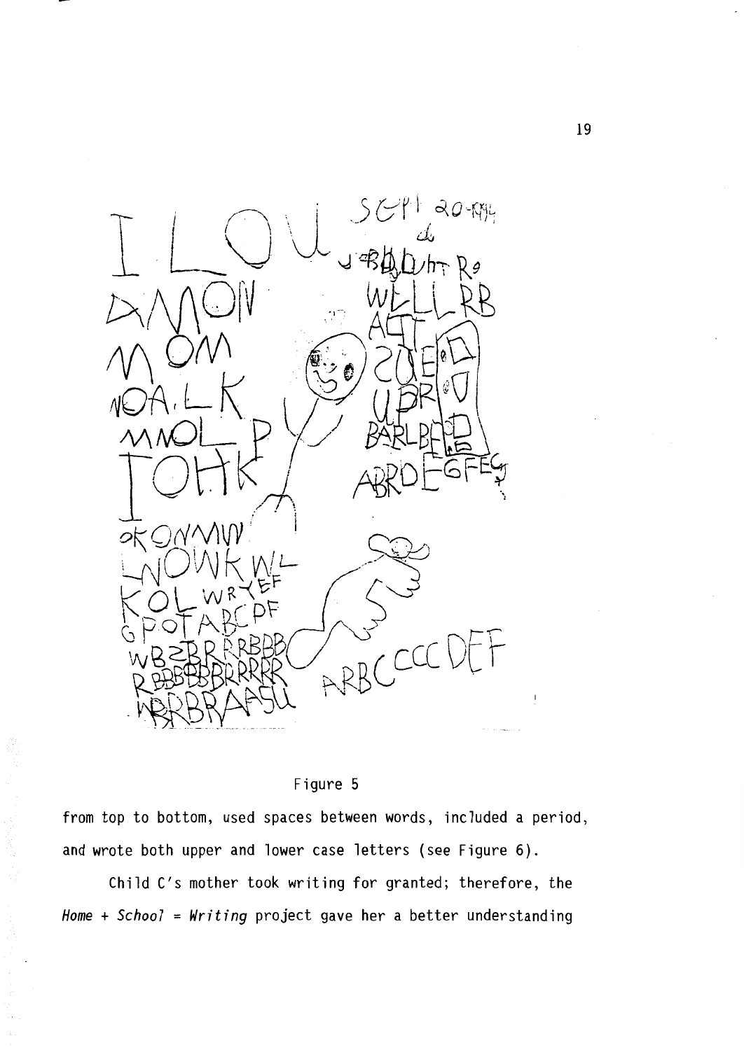Figure 5

from top to bottom, used spaces between words, included a period, and wrote both upper and lower case letters (see Figure 6).

Child C's mother took writing for granted; therefore, the *Home + School = Writing* project gave her a better understanding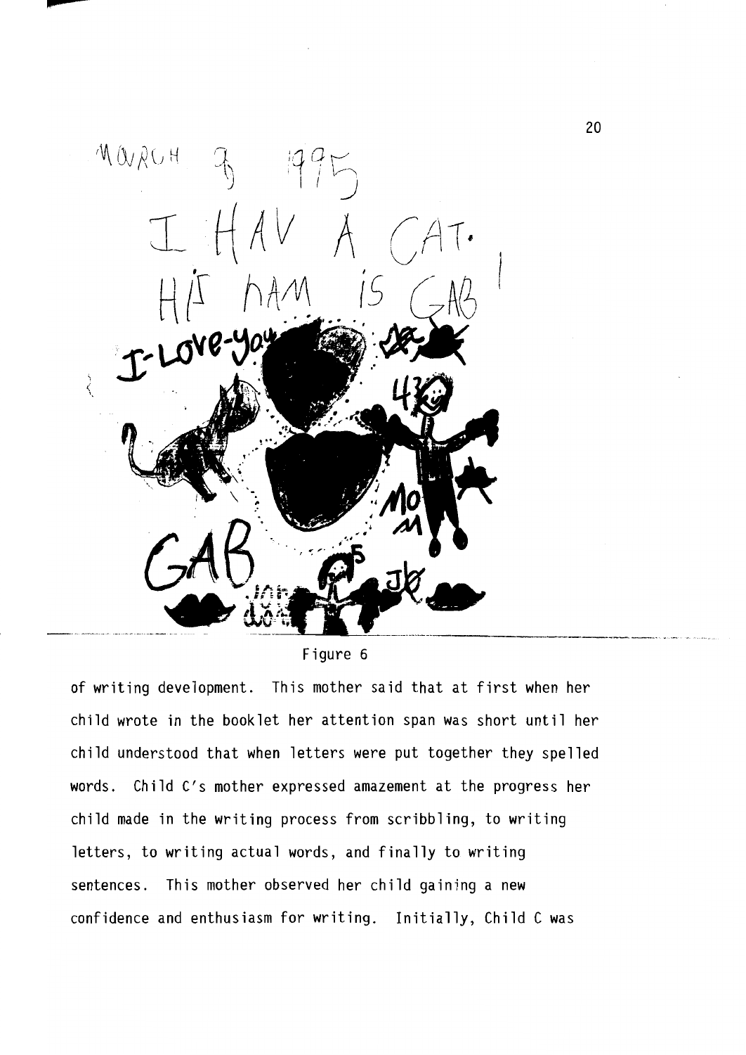Figure 6

of writing development. This mother said that at first when her child wrote in the booklet her attention span was short until her child understood that when letters were put together they spelled words. Child C's mother expressed amazement at the progress her child made in the writing process from scribbling, to writing letters, to writing actual words, and finally to writing sentences. This mother observed her child gaining a new confidence and enthusiasm for writing. Initially, Child C was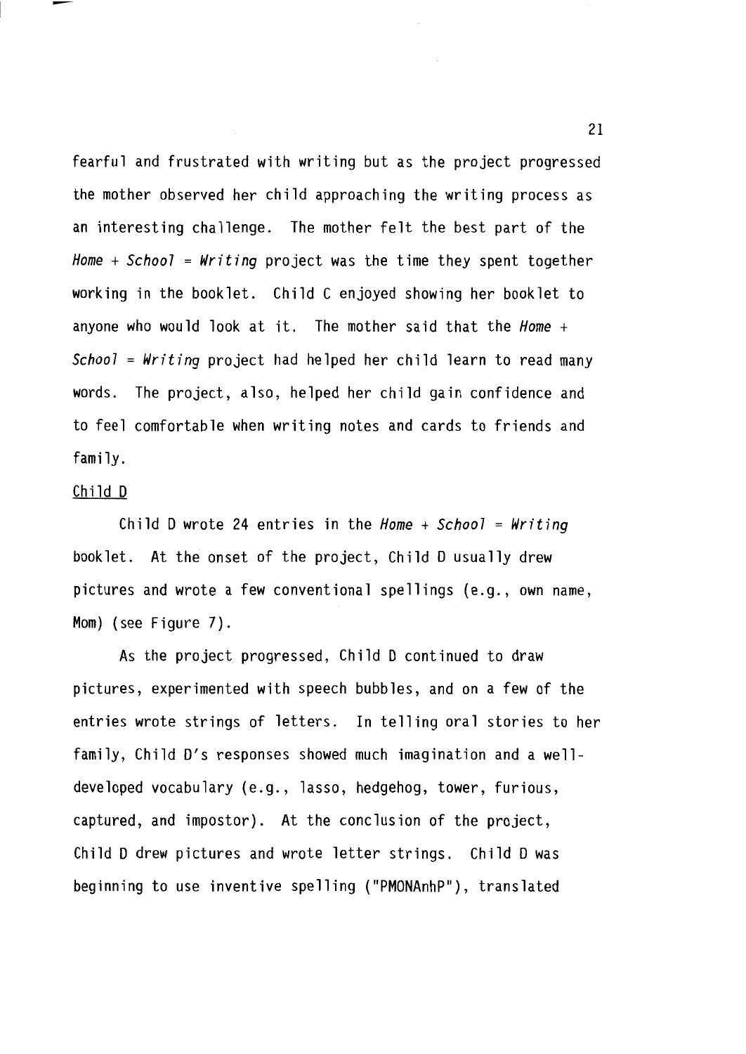fearful and frustrated with writing but as the project progressed the mother observed her child approaching the writing process as an interesting challenge. The mother felt the best part of the *Home + School = Writing* project was the time they spent together working in the booklet. Child C enjoyed showing her booklet to anyone who would look at it. The mother said that the *Home + School = Writing* project had helped her child learn to read many words. The project, also, helped her child gain confidence and to feel comfortable when writing notes and cards to friends and family.

<u>Child D</u>

Child D wrote 24 entries in the *Home + School = Writing* booklet. At the onset of the project, Child D usually drew pictures and wrote a few conventional spellings (e.g., own name, Mom) (see Figure 7).

As the project progressed, Child D continued to draw pictures, experimented with speech bubbles, and on a few of the entries wrote strings of letters. In telling oral stories to her family, Child D's responses showed much imagination and a well-developed vocabulary (e.g., lasso, hedgehog, tower, furious, captured, and impostor). At the conclusion of the project, Child D drew pictures and wrote letter strings. Child D was beginning to use inventive spelling ("PMONAnhP"), translated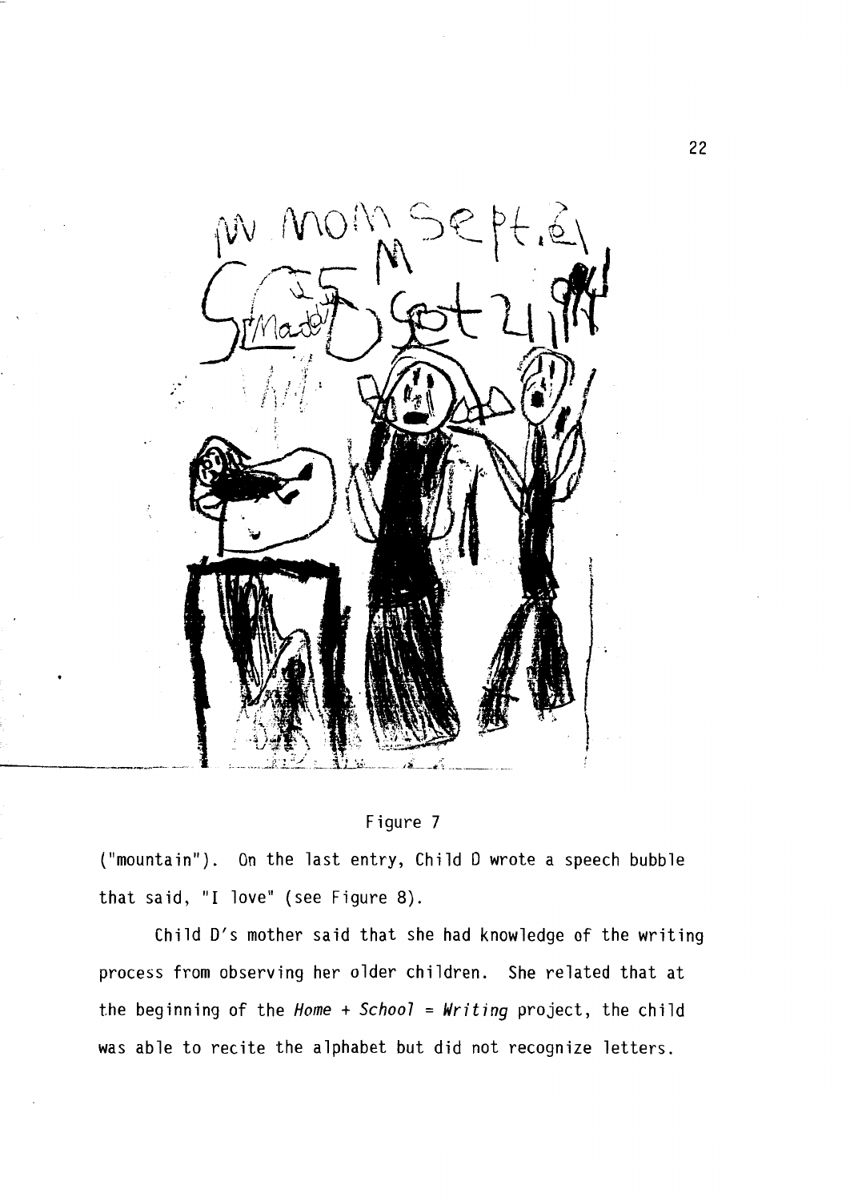Figure 7

("mountain"). On the last entry, Child D wrote a speech bubble that said, "I love" (see Figure 8).

Child D's mother said that she had knowledge of the writing process from observing her older children. She related that at the beginning of the *Home + School = Writing* project, the child was able to recite the alphabet but did not recognize letters.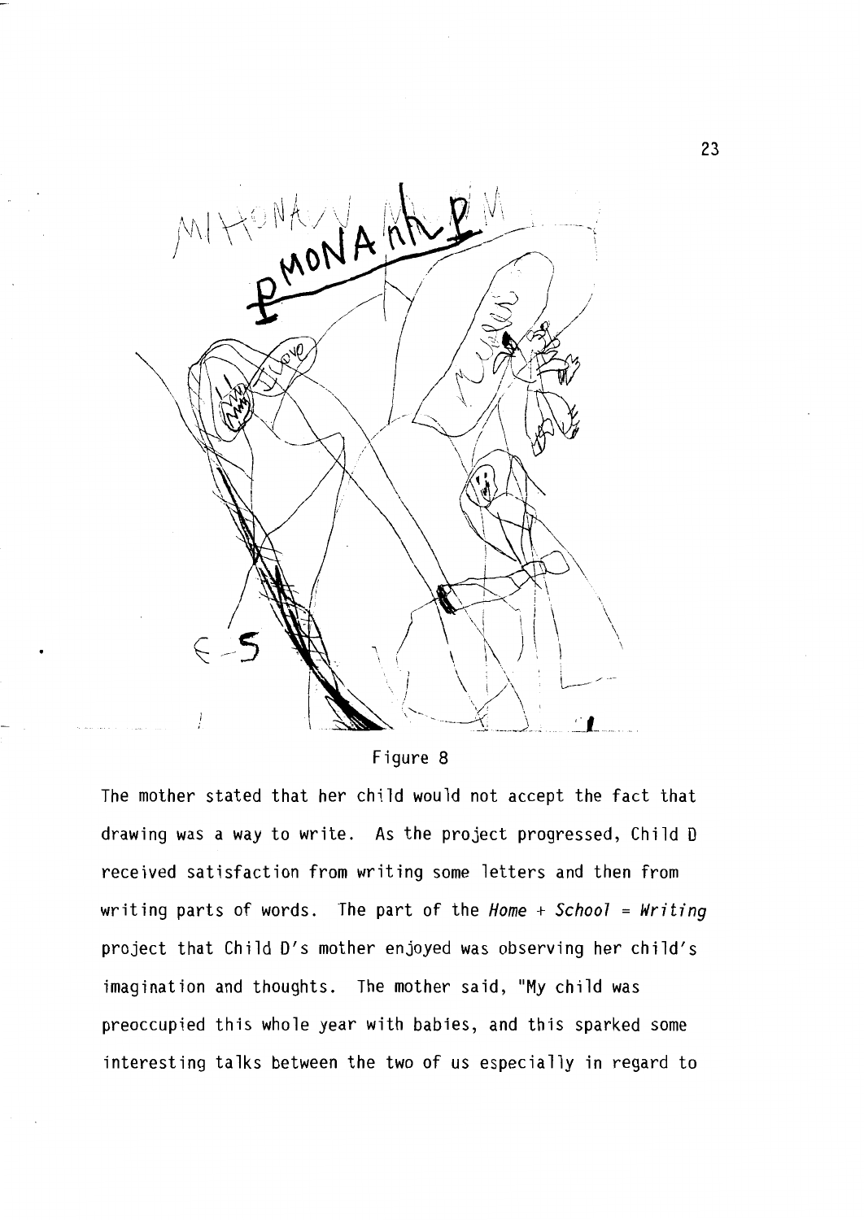Figure 8

The mother stated that her child would not accept the fact that drawing was a way to write. As the project progressed, Child D received satisfaction from writing some letters and then from writing parts of words. The part of the *Home + School = Writing* project that Child D's mother enjoyed was observing her child's imagination and thoughts. The mother said, "My child was preoccupied this whole year with babies, and this sparked some interesting talks between the two of us especially in regard to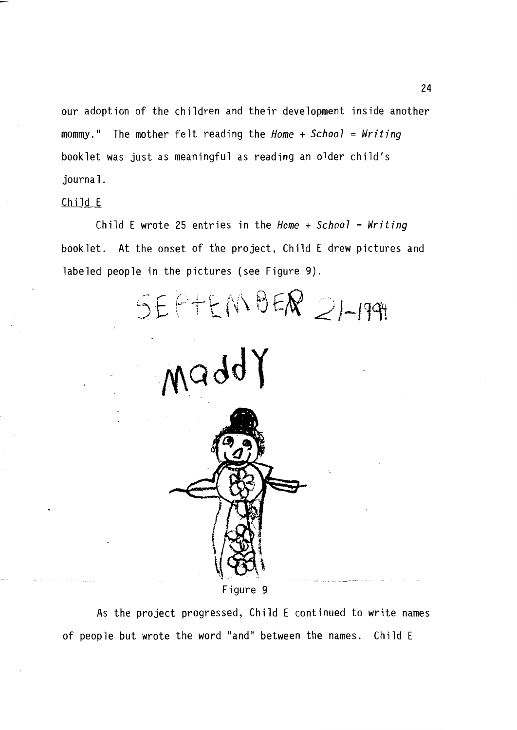our adoption of the children and their development inside another mommy." The mother felt reading the *Home + School = Writing* booklet was just as meaningful as reading an older child's journal.

Child E

Child E wrote 25 entries in the *Home + School = Writing* booklet. At the onset of the project, Child E drew pictures and labeled people in the pictures (see Figure 9).

Figure 9

As the project progressed, Child E continued to write names of people but wrote the word "and" between the names. Child E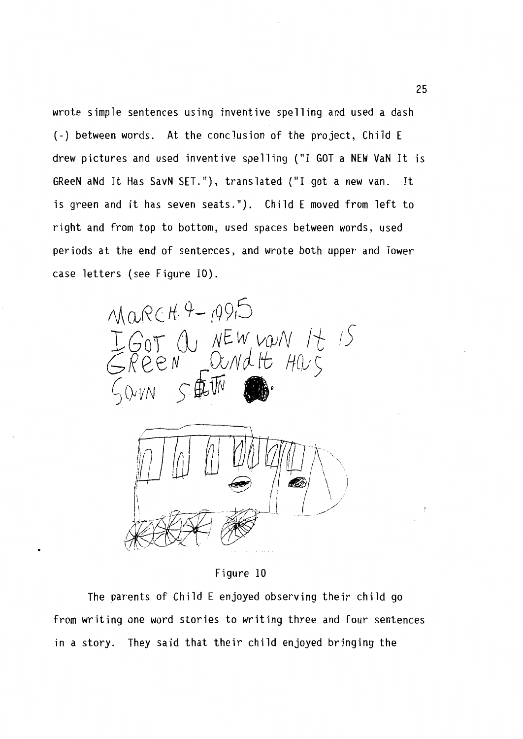wrote simple sentences using inventive spelling and used a dash (-) between words. At the conclusion of the project, Child E drew pictures and used inventive spelling ("I GOT a NEW VaN It is GReeN aNd It Has SavN SET."), translated ("I got a new van. It is green and it has seven seats."). Child E moved from left to right and from top to bottom, used spaces between words, used periods at the end of sentences, and wrote both upper and lower case letters (see Figure 10).

Figure 10

The parents of Child E enjoyed observing their child go from writing one word stories to writing three and four sentences in a story. They said that their child enjoyed bringing the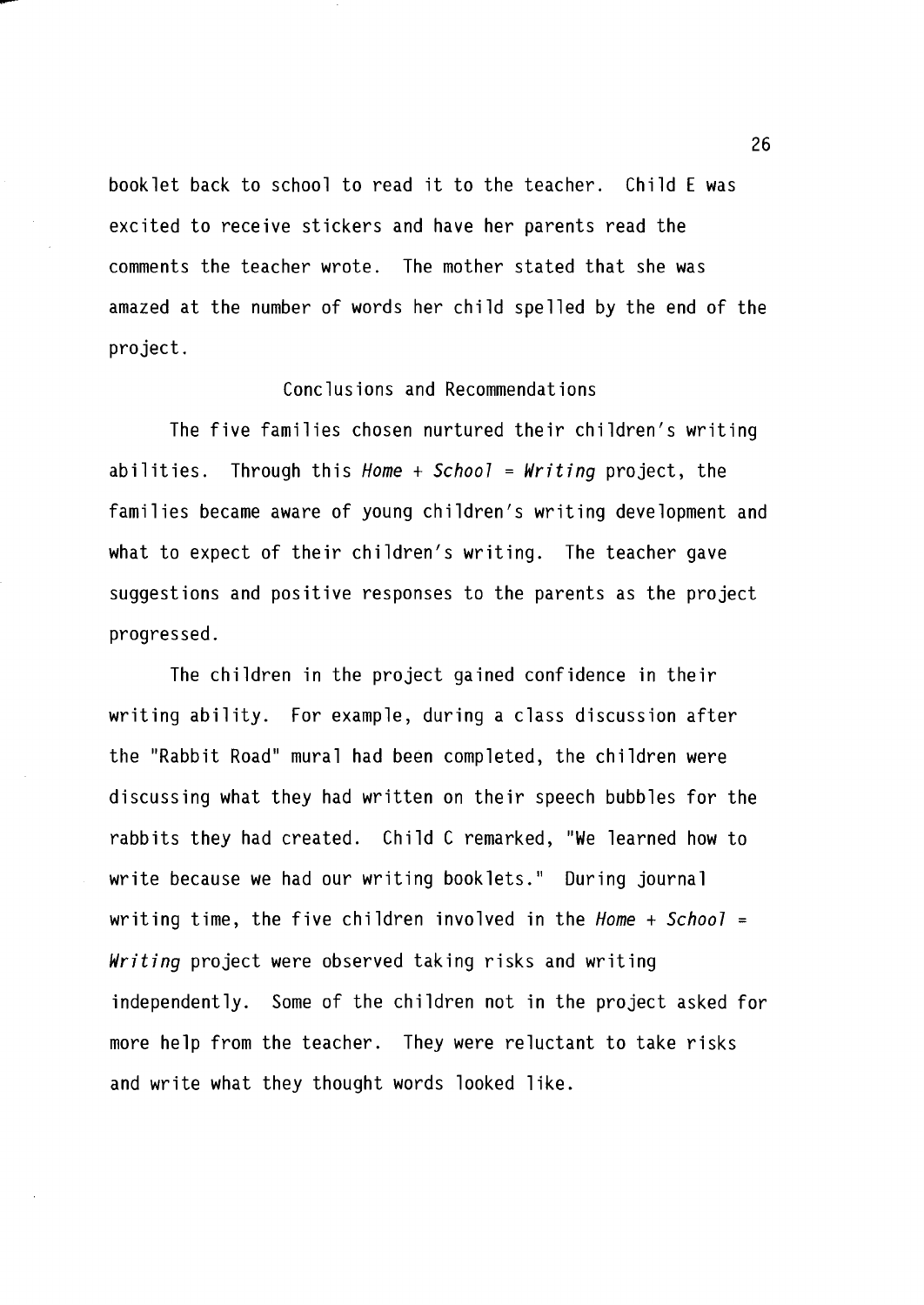booklet back to school to read it to the teacher. Child E was excited to receive stickers and have her parents read the comments the teacher wrote. The mother stated that she was amazed at the number of words her child spelled by the end of the project.

## Conclusions and Recommendations

The five families chosen nurtured their children's writing abilities. Through this *Home + School = Writing* project, the families became aware of young children's writing development and what to expect of their children's writing. The teacher gave suggestions and positive responses to the parents as the project progressed.

The children in the project gained confidence in their writing ability. For example, during a class discussion after the "Rabbit Road" mural had been completed, the children were discussing what they had written on their speech bubbles for the rabbits they had created. Child C remarked, "We learned how to write because we had our writing booklets." During journal writing time, the five children involved in the *Home + School = Writing* project were observed taking risks and writing independently. Some of the children not in the project asked for more help from the teacher. They were reluctant to take risks and write what they thought words looked like.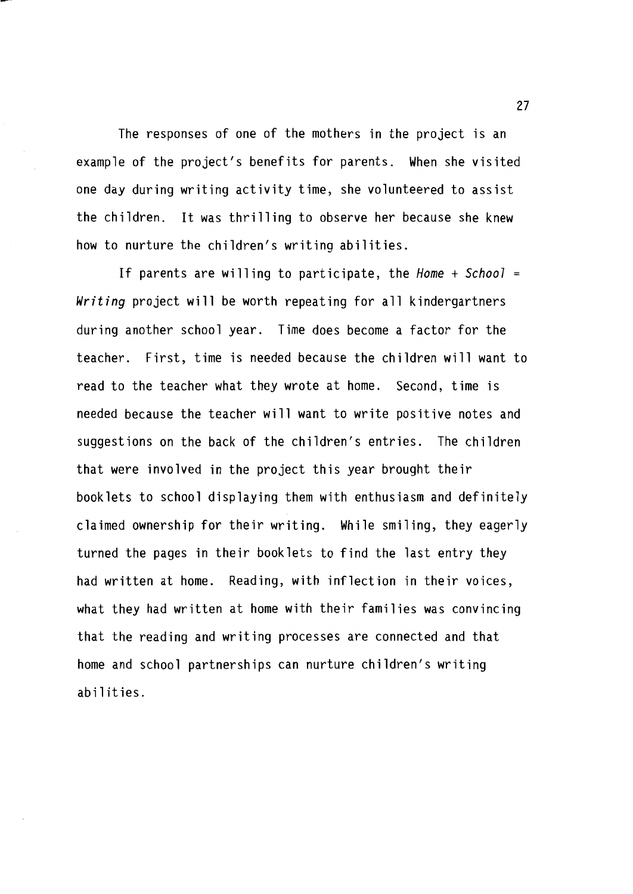The responses of one of the mothers in the project is an example of the project's benefits for parents. When she visited one day during writing activity time, she volunteered to assist the children. It was thrilling to observe her because she knew how to nurture the children's writing abilities.

If parents are willing to participate, the *Home + School = Writing* project will be worth repeating for all kindergartners during another school year. Time does become a factor for the teacher. First, time is needed because the children will want to read to the teacher what they wrote at home. Second, time is needed because the teacher will want to write positive notes and suggestions on the back of the children's entries. The children that were involved in the project this year brought their booklets to school displaying them with enthusiasm and definitely claimed ownership for their writing. While smiling, they eagerly turned the pages in their booklets to find the last entry they had written at home. Reading, with inflection in their voices, what they had written at home with their families was convincing that the reading and writing processes are connected and that home and school partnerships can nurture children's writing abilities.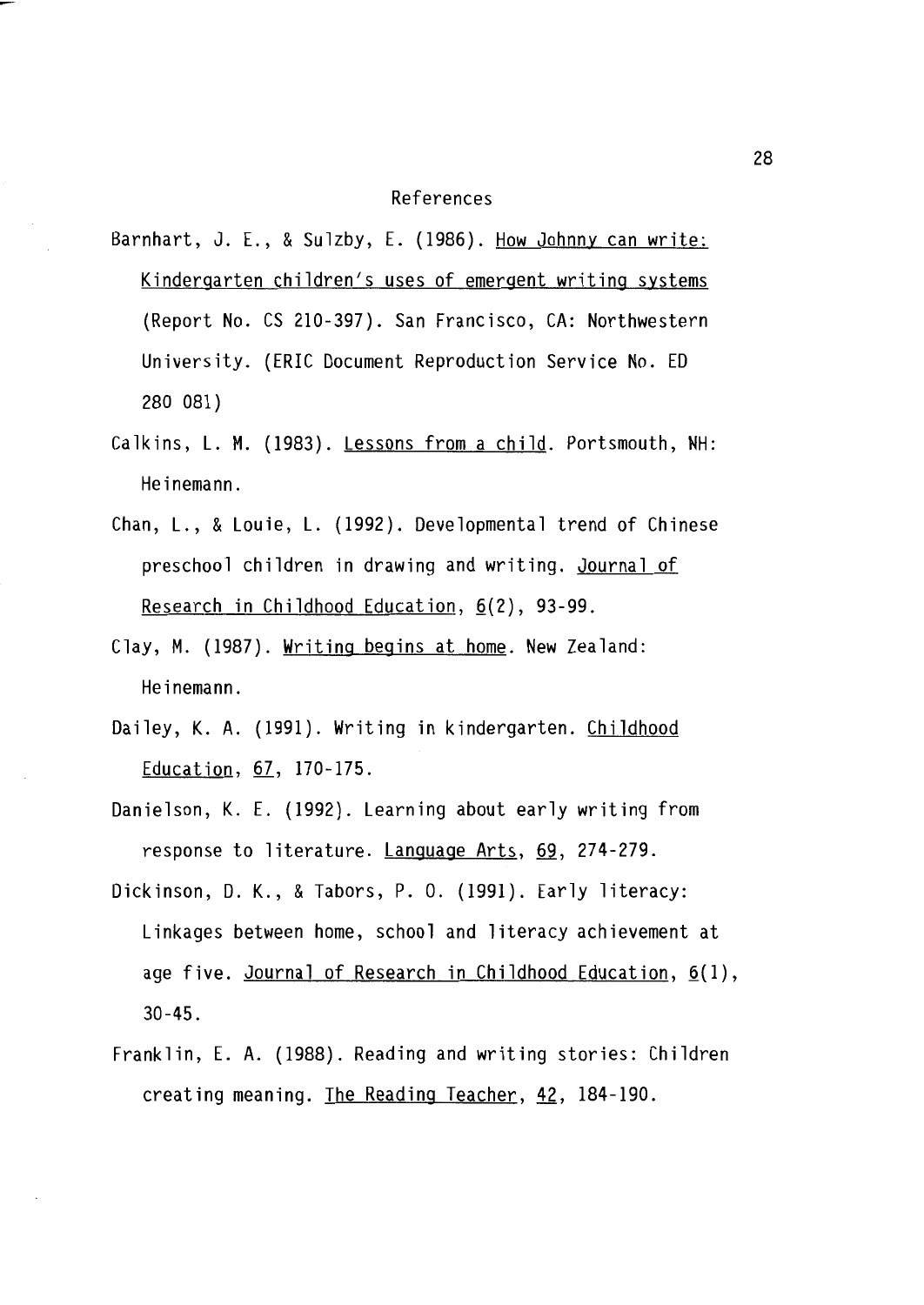# References

Barnhart, J. E., & Sulzby, E. (1986). How Johnny can write: Kindergarten children's uses of emergent writing systems (Report No. CS 210-397). San Francisco, CA: Northwestern University. (ERIC Document Reproduction Service No. ED 280 081)

Calkins, L. M. (1983). Lessons from a child. Portsmouth, NH: Heinemann.

Chan, L., & Louie, L. (1992). Developmental trend of Chinese preschool children in drawing and writing. Journal of Research in Childhood Education, 6(2), 93-99.

Clay, M. (1987). Writing begins at home. New Zealand: Heinemann.

Dailey, K. A. (1991). Writing in kindergarten. Childhood Education, 67, 170-175.

Danielson, K. E. (1992). Learning about early writing from response to literature. Language Arts, 69, 274-279.

Dickinson, D. K., & Tabors, P. O. (1991). Early literacy: Linkages between home, school and literacy achievement at age five. Journal of Research in Childhood Education, 6(1), 30-45.

Franklin, E. A. (1988). Reading and writing stories: Children creating meaning. The Reading Teacher, 42, 184-190.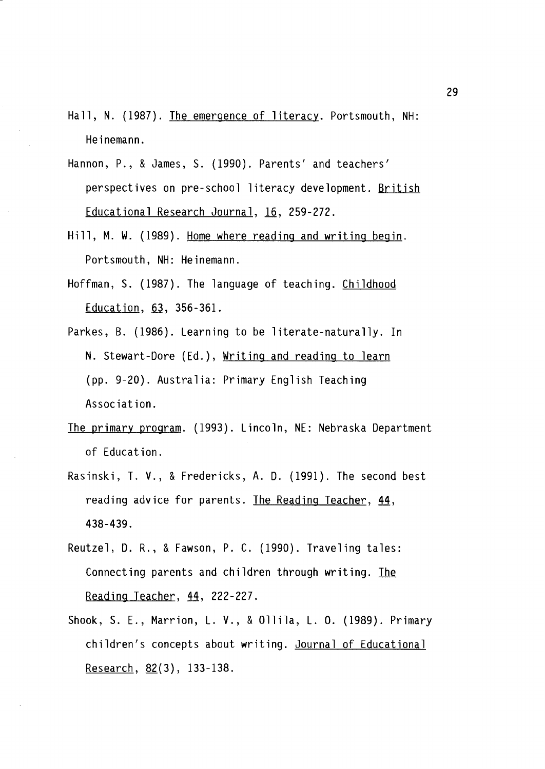Hall, N. (1987). The emergence of literacy. Portsmouth, NH: Heinemann.

Hannon, P., & James, S. (1990). Parents' and teachers' perspectives on pre-school literacy development. British Educational Research Journal, 16, 259-272.

Hill, M. W. (1989). Home where reading and writing begin. Portsmouth, NH: Heinemann.

Hoffman, S. (1987). The language of teaching. Childhood Education, 63, 356-361.

Parkes, B. (1986). Learning to be literate-naturally. In N. Stewart-Dore (Ed.), Writing and reading to learn (pp. 9-20). Australia: Primary English Teaching Association.

The primary program. (1993). Lincoln, NE: Nebraska Department of Education.

Rasinski, T. V., & Fredericks, A. D. (1991). The second best reading advice for parents. The Reading Teacher, 44, 438-439.

Reutzel, D. R., & Fawson, P. C. (1990). Traveling tales: Connecting parents and children through writing. The Reading Teacher, 44, 222-227.

Shook, S. E., Marrion, L. V., & Ollila, L. O. (1989). Primary children's concepts about writing. Journal of Educational Research, 82(3), 133-138.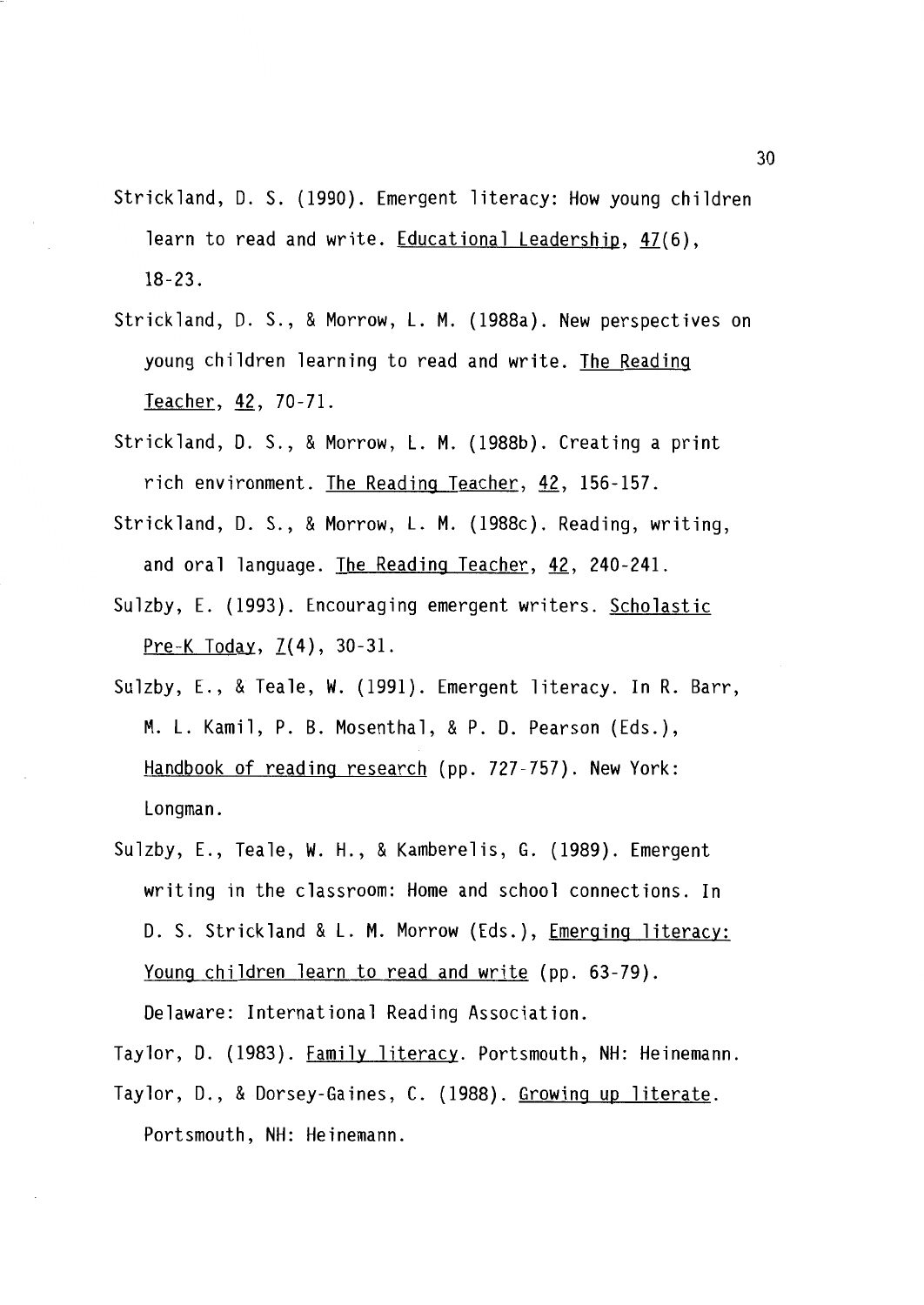Strickland, D. S. (1990). Emergent literacy: How young children learn to read and write. Educational Leadership, 47(6), 18-23.

Strickland, D. S., & Morrow, L. M. (1988a). New perspectives on young children learning to read and write. The Reading Teacher, 42, 70-71.

Strickland, D. S., & Morrow, L. M. (1988b). Creating a print rich environment. The Reading Teacher, 42, 156-157.

Strickland, D. S., & Morrow, L. M. (1988c). Reading, writing, and oral language. The Reading Teacher, 42, 240-241.

Sulzby, E. (1993). Encouraging emergent writers. Scholastic Pre-K Today, 7(4), 30-31.

Sulzby, E., & Teale, W. (1991). Emergent literacy. In R. Barr, M. L. Kamil, P. B. Mosenthal, & P. D. Pearson (Eds.), Handbook of reading research (pp. 727-757). New York: Longman.

Sulzby, E., Teale, W. H., & Kamberelis, G. (1989). Emergent writing in the classroom: Home and school connections. In D. S. Strickland & L. M. Morrow (Eds.), Emerging literacy: Young children learn to read and write (pp. 63-79). Delaware: International Reading Association.

Taylor, D. (1983). Family literacy. Portsmouth, NH: Heinemann.

Taylor, D., & Dorsey-Gaines, C. (1988). Growing up literate. Portsmouth, NH: Heinemann.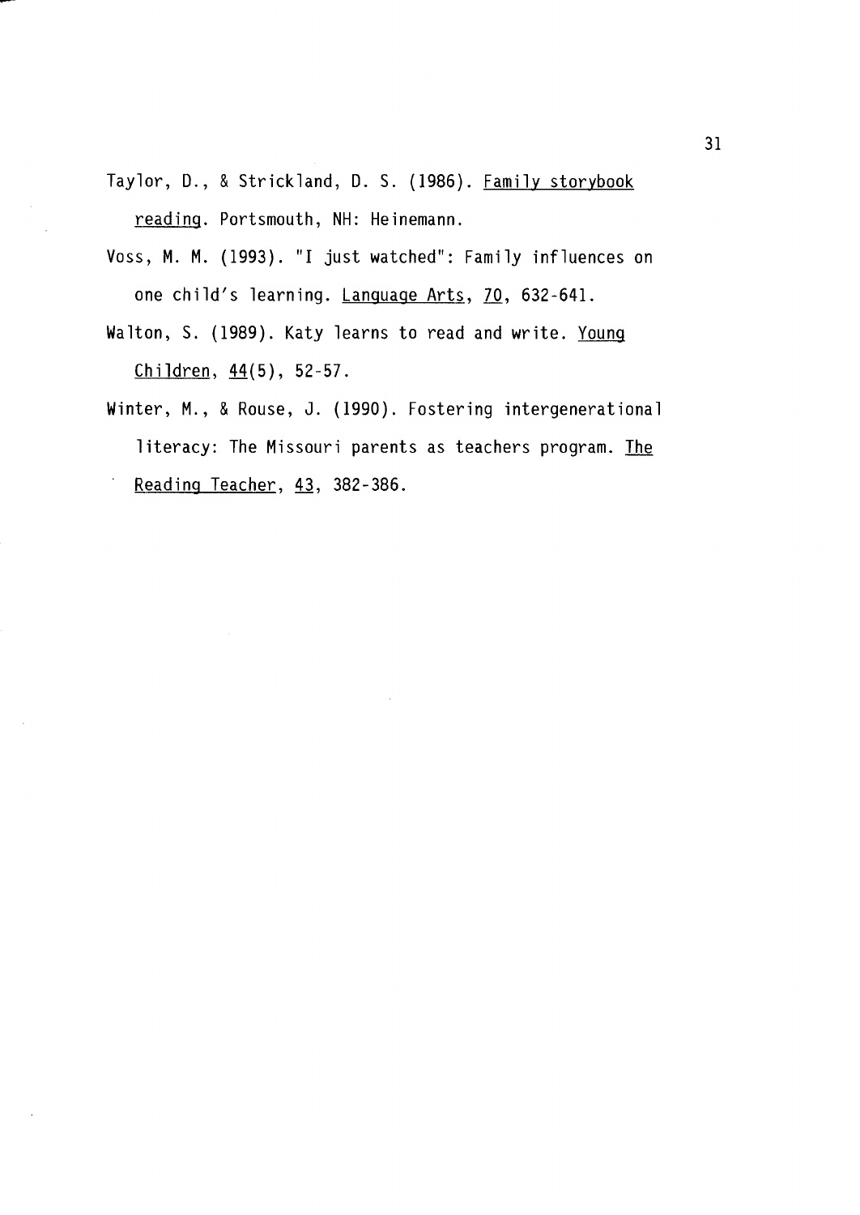Taylor, D., & Strickland, D. S. (1986). _Family storybook reading_. Portsmouth, NH: Heinemann.

Voss, M. M. (1993). "I just watched": Family influences on one child's learning. _Language Arts_, _70_, 632-641.

Walton, S. (1989). Katy learns to read and write. _Young Children_, _44_(5), 52-57.

Winter, M., & Rouse, J. (1990). Fostering intergenerational literacy: The Missouri parents as teachers program. _The Reading Teacher_, _43_, 382-386.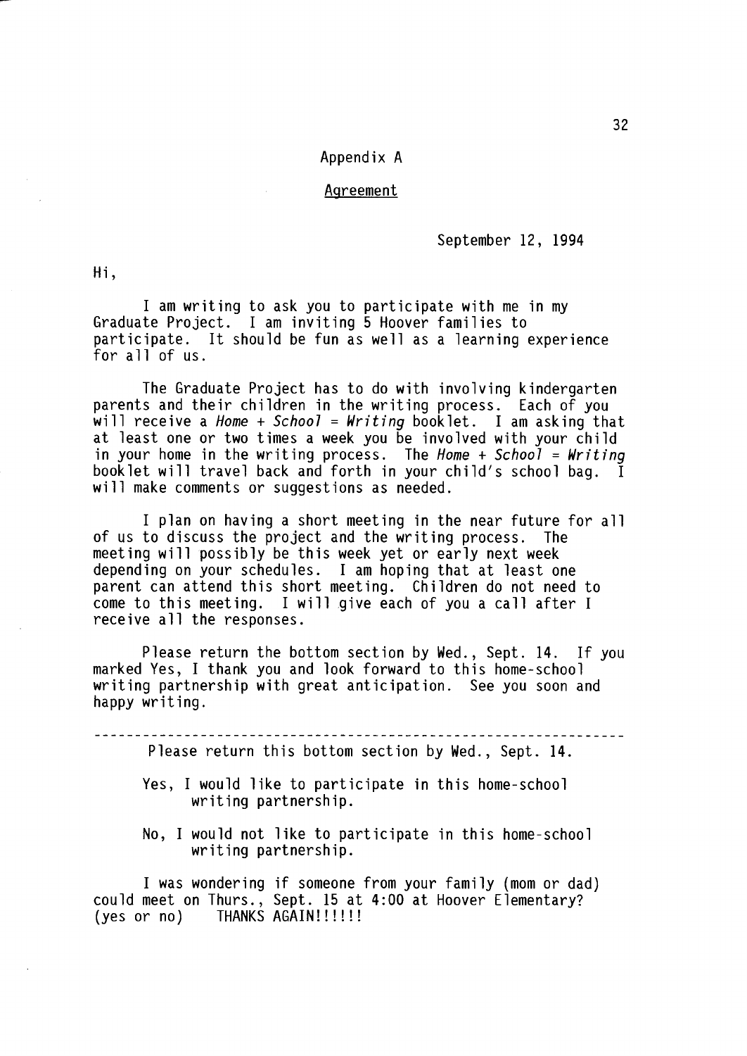# Appendix A

## Agreement

September 12, 1994

Hi,

I am writing to ask you to participate with me in my Graduate Project. I am inviting 5 Hoover families to participate. It should be fun as well as a learning experience for all of us.

The Graduate Project has to do with involving kindergarten parents and their children in the writing process. Each of you will receive a *Home + School = Writing* booklet. I am asking that at least one or two times a week you be involved with your child in your home in the writing process. The *Home + School = Writing* booklet will travel back and forth in your child's school bag. I will make comments or suggestions as needed.

I plan on having a short meeting in the near future for all of us to discuss the project and the writing process. The meeting will possibly be this week yet or early next week depending on your schedules. I am hoping that at least one parent can attend this short meeting. Children do not need to come to this meeting. I will give each of you a call after I receive all the responses.

Please return the bottom section by Wed., Sept. 14. If you marked Yes, I thank you and look forward to this home-school writing partnership with great anticipation. See you soon and happy writing.

---

Please return this bottom section by Wed., Sept. 14.

Yes, I would like to participate in this home-school writing partnership.

No, I would not like to participate in this home-school writing partnership.

I was wondering if someone from your family (mom or dad) could meet on Thurs., Sept. 15 at 4:00 at Hoover Elementary? (yes or no) THANKS AGAIN!!!!!!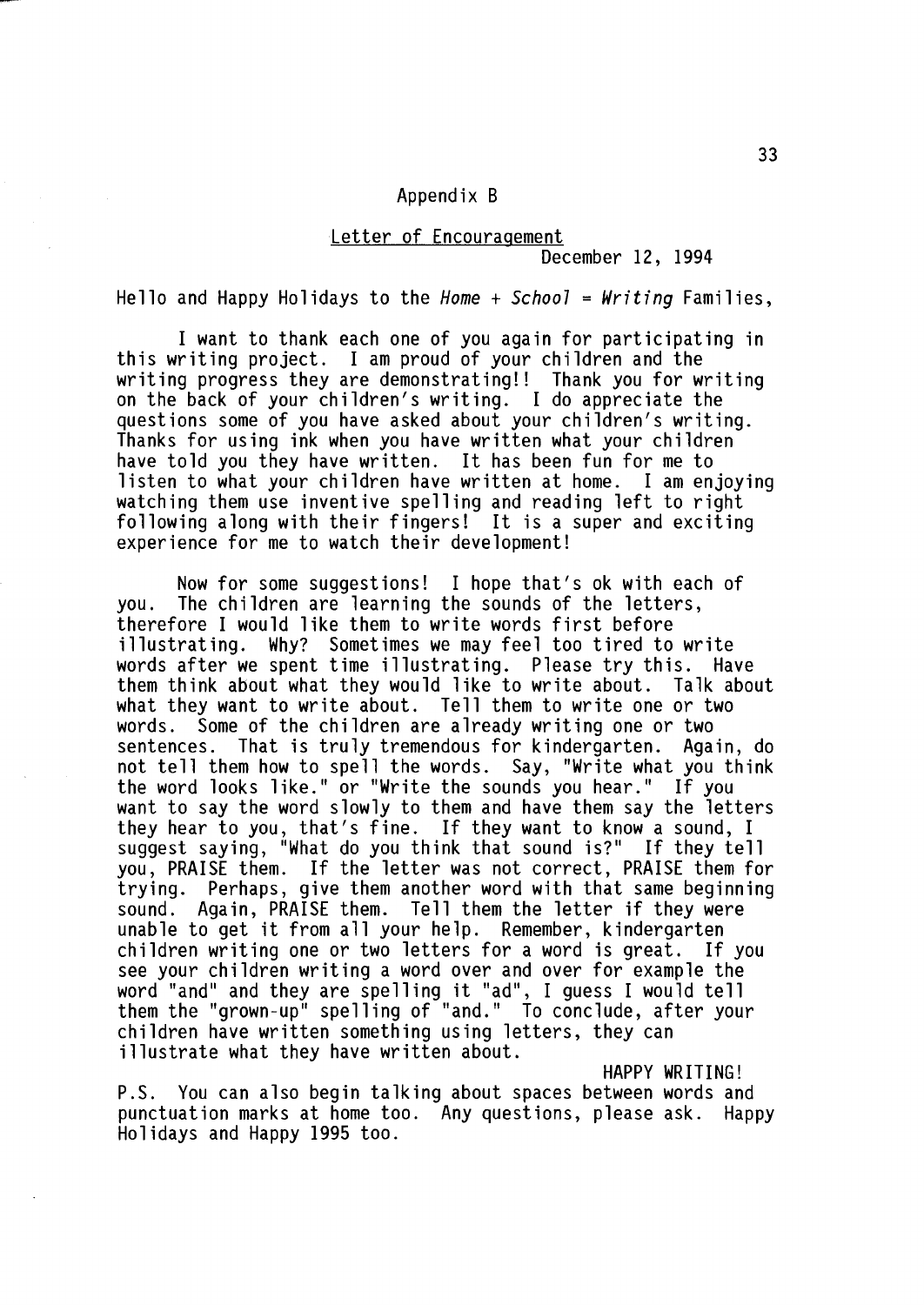## Appendix B

Letter of Encouragement

December 12, 1994

Hello and Happy Holidays to the *Home + School = Writing* Families,

I want to thank each one of you again for participating in this writing project. I am proud of your children and the writing progress they are demonstrating!! Thank you for writing on the back of your children's writing. I do appreciate the questions some of you have asked about your children's writing. Thanks for using ink when you have written what your children have told you they have written. It has been fun for me to listen to what your children have written at home. I am enjoying watching them use inventive spelling and reading left to right following along with their fingers! It is a super and exciting experience for me to watch their development!

Now for some suggestions! I hope that's ok with each of you. The children are learning the sounds of the letters, therefore I would like them to write words first before illustrating. Why? Sometimes we may feel too tired to write words after we spent time illustrating. Please try this. Have them think about what they would like to write about. Talk about what they want to write about. Tell them to write one or two words. Some of the children are already writing one or two sentences. That is truly tremendous for kindergarten. Again, do not tell them how to spell the words. Say, "Write what you think the word looks like." or "Write the sounds you hear." If you want to say the word slowly to them and have them say the letters they hear to you, that's fine. If they want to know a sound, I suggest saying, "What do you think that sound is?" If they tell you, PRAISE them. If the letter was not correct, PRAISE them for trying. Perhaps, give them another word with that same beginning sound. Again, PRAISE them. Tell them the letter if they were unable to get it from all your help. Remember, kindergarten children writing one or two letters for a word is great. If you see your children writing a word over and over for example the word "and" and they are spelling it "ad", I guess I would tell them the "grown-up" spelling of "and." To conclude, after your children have written something using letters, they can illustrate what they have written about.

HAPPY WRITING!

P.S. You can also begin talking about spaces between words and punctuation marks at home too. Any questions, please ask. Happy Holidays and Happy 1995 too.